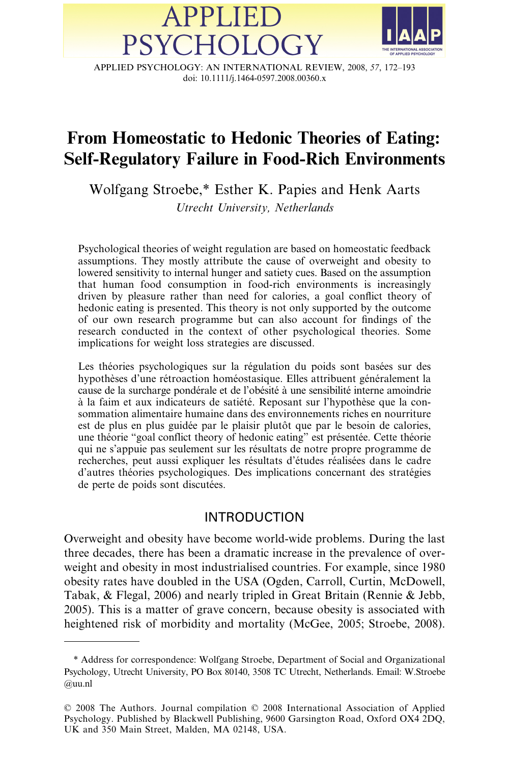# From Homeostatic to Hedonic Theories of Eating: Self-Regulatory Failure in Food-Rich Environments

Wolfgang Stroebe,* Esther K. Papies and Henk Aarts

*Utrecht University, Netherlands*

Psychological theories of weight regulation are based on homeostatic feedback assumptions. They mostly attribute the cause of overweight and obesity to lowered sensitivity to internal hunger and satiety cues. Based on the assumption that human food consumption in food-rich environments is increasingly driven by pleasure rather than need for calories, a goal conflict theory of hedonic eating is presented. This theory is not only supported by the outcome of our own research programme but can also account for findings of the research conducted in the context of other psychological theories. Some implications for weight loss strategies are discussed.

Les théories psychologiques sur la régulation du poids sont basées sur des hypothèses d'une rétroaction homéostasique. Elles attribuent généralement la cause de la surcharge pondérale et de l'obésité à une sensibilité interne amoindrie à la faim et aux indicateurs de satiété. Reposant sur l'hypothèse que la consommation alimentaire humaine dans des environnements riches en nourriture est de plus en plus guidée par le plaisir plutôt que par le besoin de calories, une théorie "goal conflict theory of hedonic eating" est présentée. Cette théorie qui ne s'appuie pas seulement sur les résultats de notre propre programme de recherches, peut aussi expliquer les résultats d'études réalisées dans le cadre d'autres théories psychologiques. Des implications concernant des stratégies de perte de poids sont discutées.

## INTRODUCTION

Overweight and obesity have become world-wide problems. During the last three decades, there has been a dramatic increase in the prevalence of overweight and obesity in most industrialised countries. For example, since 1980 obesity rates have doubled in the USA (Ogden, Carroll, Curtin, McDowell, Tabak, & Flegal, 2006) and nearly tripled in Great Britain (Rennie & Jebb, 2005). This is a matter of grave concern, because obesity is associated with heightened risk of morbidity and mortality (McGee, 2005; Stroebe, 2008).

---

* Address for correspondence: Wolfgang Stroebe, Department of Social and Organizational Psychology, Utrecht University, PO Box 80140, 3508 TC Utrecht, Netherlands. Email: W.Stroebe@uu.nl

© 2008 The Authors. Journal compilation © 2008 International Association of Applied Psychology. Published by Blackwell Publishing, 9600 Garsington Road, Oxford OX4 2DQ, UK and 350 Main Street, Malden, MA 02148, USA.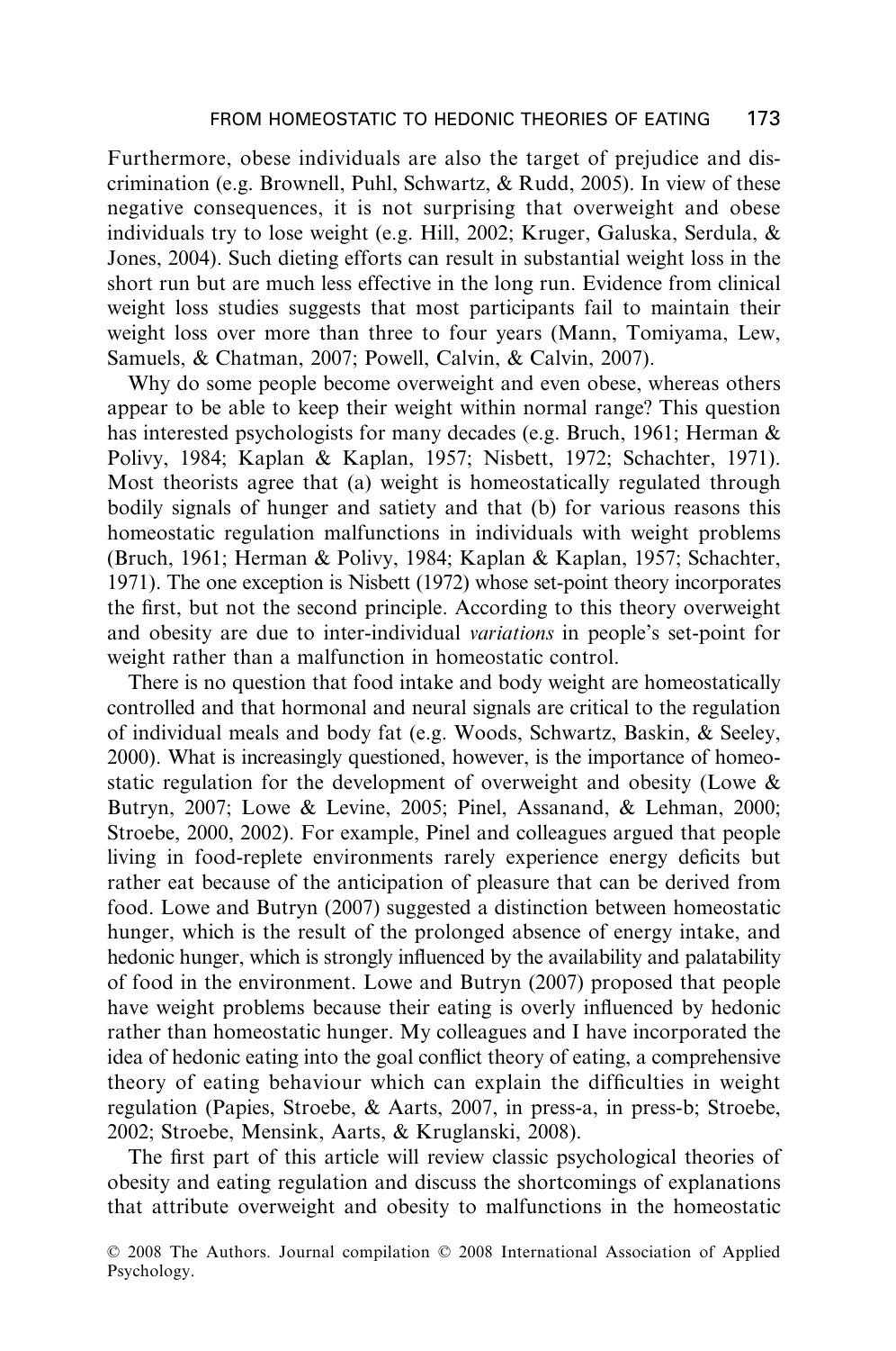Furthermore, obese individuals are also the target of prejudice and discrimination (e.g. Brownell, Puhl, Schwartz, & Rudd, 2005). In view of these negative consequences, it is not surprising that overweight and obese individuals try to lose weight (e.g. Hill, 2002; Kruger, Galuska, Serdula, & Jones, 2004). Such dieting efforts can result in substantial weight loss in the short run but are much less effective in the long run. Evidence from clinical weight loss studies suggests that most participants fail to maintain their weight loss over more than three to four years (Mann, Tomiyama, Lew, Samuels, & Chatman, 2007; Powell, Calvin, & Calvin, 2007).

Why do some people become overweight and even obese, whereas others appear to be able to keep their weight within normal range? This question has interested psychologists for many decades (e.g. Bruch, 1961; Herman & Polivy, 1984; Kaplan & Kaplan, 1957; Nisbett, 1972; Schachter, 1971). Most theorists agree that (a) weight is homeostatically regulated through bodily signals of hunger and satiety and that (b) for various reasons this homeostatic regulation malfunctions in individuals with weight problems (Bruch, 1961; Herman & Polivy, 1984; Kaplan & Kaplan, 1957; Schachter, 1971). The one exception is Nisbett (1972) whose set-point theory incorporates the first, but not the second principle. According to this theory overweight and obesity are due to inter-individual *variations* in people's set-point for weight rather than a malfunction in homeostatic control.

There is no question that food intake and body weight are homeostatically controlled and that hormonal and neural signals are critical to the regulation of individual meals and body fat (e.g. Woods, Schwartz, Baskin, & Seeley, 2000). What is increasingly questioned, however, is the importance of homeostatic regulation for the development of overweight and obesity (Lowe & Butryn, 2007; Lowe & Levine, 2005; Pinel, Assanand, & Lehman, 2000; Stroebe, 2000, 2002). For example, Pinel and colleagues argued that people living in food-replete environments rarely experience energy deficits but rather eat because of the anticipation of pleasure that can be derived from food. Lowe and Butryn (2007) suggested a distinction between homeostatic hunger, which is the result of the prolonged absence of energy intake, and hedonic hunger, which is strongly influenced by the availability and palatability of food in the environment. Lowe and Butryn (2007) proposed that people have weight problems because their eating is overly influenced by hedonic rather than homeostatic hunger. My colleagues and I have incorporated the idea of hedonic eating into the goal conflict theory of eating, a comprehensive theory of eating behaviour which can explain the difficulties in weight regulation (Papies, Stroebe, & Aarts, 2007, in press-a, in press-b; Stroebe, 2002; Stroebe, Mensink, Aarts, & Kruglanski, 2008).

The first part of this article will review classic psychological theories of obesity and eating regulation and discuss the shortcomings of explanations that attribute overweight and obesity to malfunctions in the homeostatic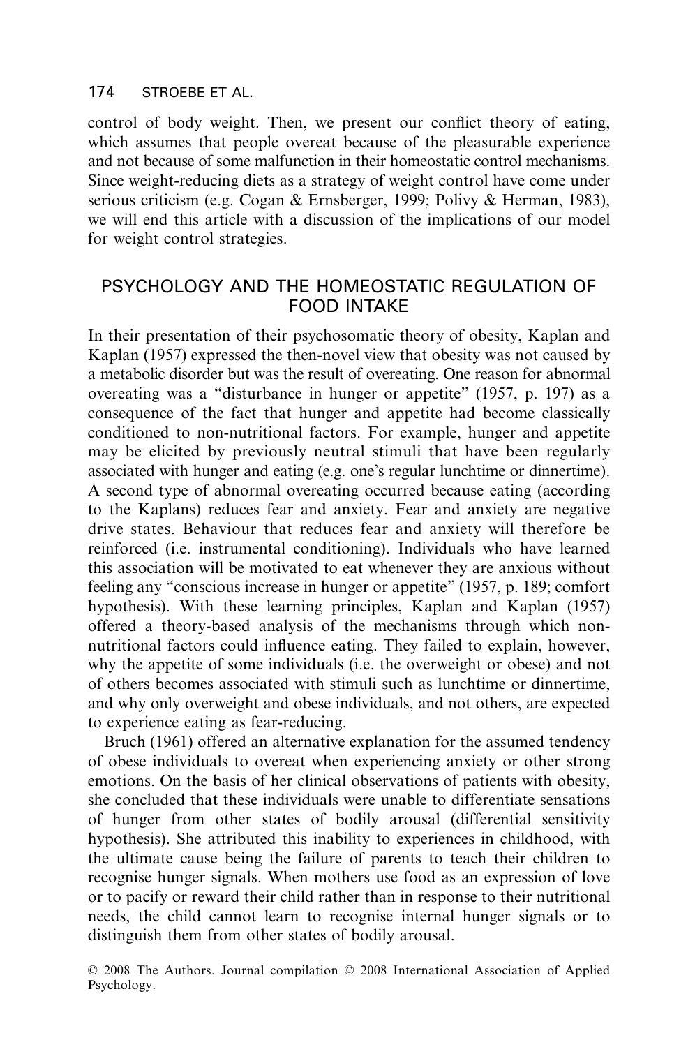control of body weight. Then, we present our conflict theory of eating, which assumes that people overeat because of the pleasurable experience and not because of some malfunction in their homeostatic control mechanisms. Since weight-reducing diets as a strategy of weight control have come under serious criticism (e.g. Cogan & Ernsberger, 1999; Polivy & Herman, 1983), we will end this article with a discussion of the implications of our model for weight control strategies.

## PSYCHOLOGY AND THE HOMEOSTATIC REGULATION OF FOOD INTAKE

In their presentation of their psychosomatic theory of obesity, Kaplan and Kaplan (1957) expressed the then-novel view that obesity was not caused by a metabolic disorder but was the result of overeating. One reason for abnormal overeating was a "disturbance in hunger or appetite" (1957, p. 197) as a consequence of the fact that hunger and appetite had become classically conditioned to non-nutritional factors. For example, hunger and appetite may be elicited by previously neutral stimuli that have been regularly associated with hunger and eating (e.g. one's regular lunchtime or dinnertime). A second type of abnormal overeating occurred because eating (according to the Kaplans) reduces fear and anxiety. Fear and anxiety are negative drive states. Behaviour that reduces fear and anxiety will therefore be reinforced (i.e. instrumental conditioning). Individuals who have learned this association will be motivated to eat whenever they are anxious without feeling any "conscious increase in hunger or appetite" (1957, p. 189; comfort hypothesis). With these learning principles, Kaplan and Kaplan (1957) offered a theory-based analysis of the mechanisms through which non-nutritional factors could influence eating. They failed to explain, however, why the appetite of some individuals (i.e. the overweight or obese) and not of others becomes associated with stimuli such as lunchtime or dinnertime, and why only overweight and obese individuals, and not others, are expected to experience eating as fear-reducing.

Bruch (1961) offered an alternative explanation for the assumed tendency of obese individuals to overeat when experiencing anxiety or other strong emotions. On the basis of her clinical observations of patients with obesity, she concluded that these individuals were unable to differentiate sensations of hunger from other states of bodily arousal (differential sensitivity hypothesis). She attributed this inability to experiences in childhood, with the ultimate cause being the failure of parents to teach their children to recognise hunger signals. When mothers use food as an expression of love or to pacify or reward their child rather than in response to their nutritional needs, the child cannot learn to recognise internal hunger signals or to distinguish them from other states of bodily arousal.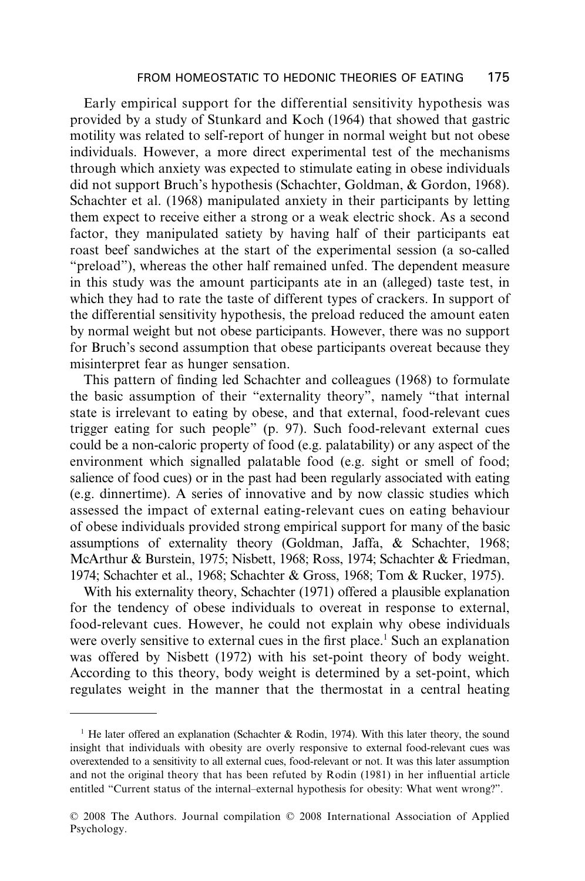Early empirical support for the differential sensitivity hypothesis was provided by a study of Stunkard and Koch (1964) that showed that gastric motility was related to self-report of hunger in normal weight but not obese individuals. However, a more direct experimental test of the mechanisms through which anxiety was expected to stimulate eating in obese individuals did not support Bruch's hypothesis (Schachter, Goldman, & Gordon, 1968). Schachter et al. (1968) manipulated anxiety in their participants by letting them expect to receive either a strong or a weak electric shock. As a second factor, they manipulated satiety by having half of their participants eat roast beef sandwiches at the start of the experimental session (a so-called "preload"), whereas the other half remained unfed. The dependent measure in this study was the amount participants ate in an (alleged) taste test, in which they had to rate the taste of different types of crackers. In support of the differential sensitivity hypothesis, the preload reduced the amount eaten by normal weight but not obese participants. However, there was no support for Bruch's second assumption that obese participants overeat because they misinterpret fear as hunger sensation.

This pattern of finding led Schachter and colleagues (1968) to formulate the basic assumption of their "externality theory", namely "that internal state is irrelevant to eating by obese, and that external, food-relevant cues trigger eating for such people" (p. 97). Such food-relevant external cues could be a non-caloric property of food (e.g. palatability) or any aspect of the environment which signalled palatable food (e.g. sight or smell of food; salience of food cues) or in the past had been regularly associated with eating (e.g. dinnertime). A series of innovative and by now classic studies which assessed the impact of external eating-relevant cues on eating behaviour of obese individuals provided strong empirical support for many of the basic assumptions of externality theory (Goldman, Jaffa, & Schachter, 1968; McArthur & Burstein, 1975; Nisbett, 1968; Ross, 1974; Schachter & Friedman, 1974; Schachter et al., 1968; Schachter & Gross, 1968; Tom & Rucker, 1975).

With his externality theory, Schachter (1971) offered a plausible explanation for the tendency of obese individuals to overeat in response to external, food-relevant cues. However, he could not explain why obese individuals were overly sensitive to external cues in the first place.[1] Such an explanation was offered by Nisbett (1972) with his set-point theory of body weight. According to this theory, body weight is determined by a set-point, which regulates weight in the manner that the thermostat in a central heating

---

[1] He later offered an explanation (Schachter & Rodin, 1974). With this later theory, the sound insight that individuals with obesity are overly responsive to external food-relevant cues was overextended to a sensitivity to all external cues, food-relevant or not. It was this later assumption and not the original theory that has been refuted by Rodin (1981) in her influential article entitled "Current status of the internal–external hypothesis for obesity: What went wrong?".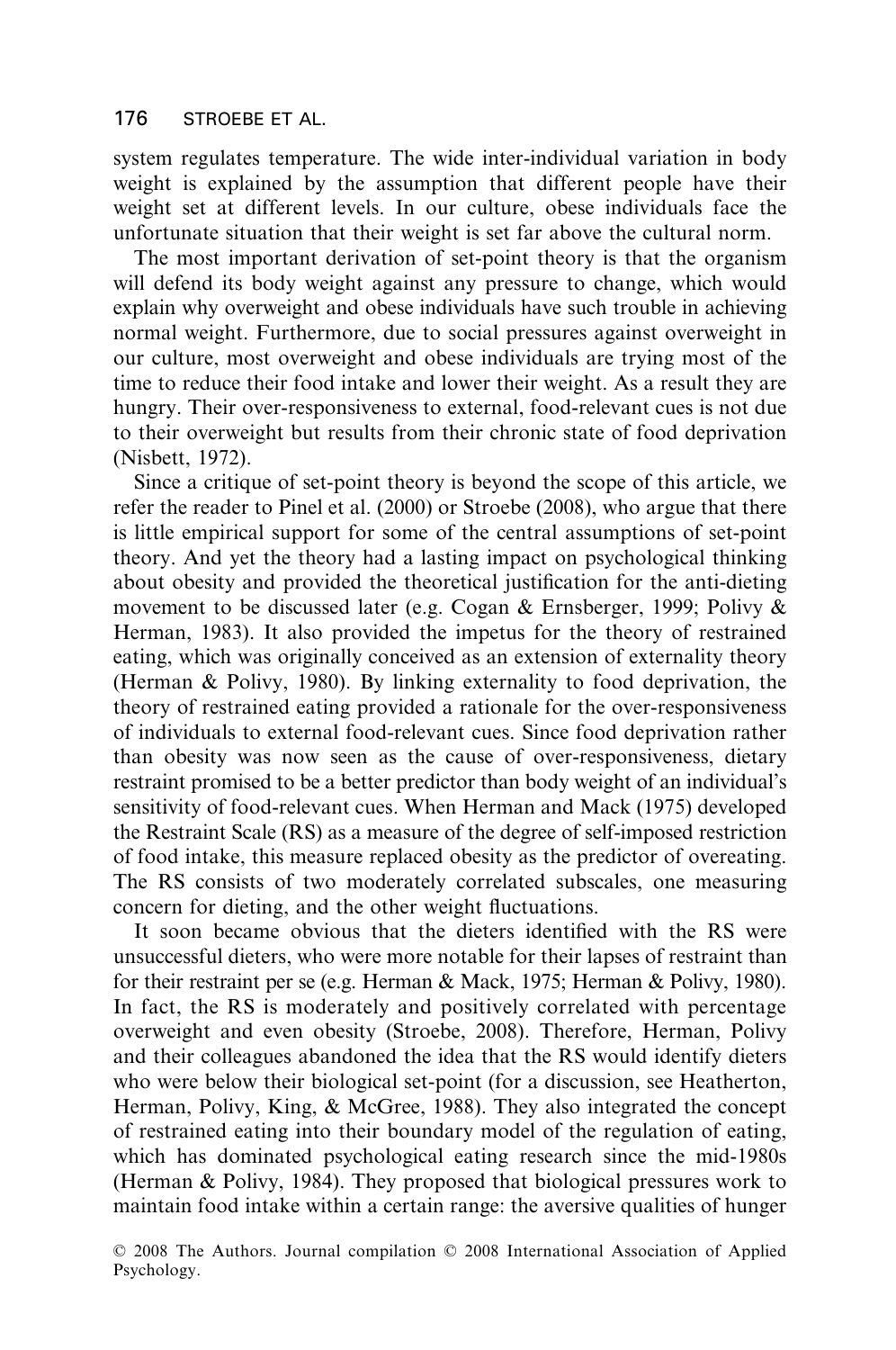system regulates temperature. The wide inter-individual variation in body weight is explained by the assumption that different people have their weight set at different levels. In our culture, obese individuals face the unfortunate situation that their weight is set far above the cultural norm.

The most important derivation of set-point theory is that the organism will defend its body weight against any pressure to change, which would explain why overweight and obese individuals have such trouble in achieving normal weight. Furthermore, due to social pressures against overweight in our culture, most overweight and obese individuals are trying most of the time to reduce their food intake and lower their weight. As a result they are hungry. Their over-responsiveness to external, food-relevant cues is not due to their overweight but results from their chronic state of food deprivation (Nisbett, 1972).

Since a critique of set-point theory is beyond the scope of this article, we refer the reader to Pinel et al. (2000) or Stroebe (2008), who argue that there is little empirical support for some of the central assumptions of set-point theory. And yet the theory had a lasting impact on psychological thinking about obesity and provided the theoretical justification for the anti-dieting movement to be discussed later (e.g. Cogan & Ernsberger, 1999; Polivy & Herman, 1983). It also provided the impetus for the theory of restrained eating, which was originally conceived as an extension of externality theory (Herman & Polivy, 1980). By linking externality to food deprivation, the theory of restrained eating provided a rationale for the over-responsiveness of individuals to external food-relevant cues. Since food deprivation rather than obesity was now seen as the cause of over-responsiveness, dietary restraint promised to be a better predictor than body weight of an individual's sensitivity of food-relevant cues. When Herman and Mack (1975) developed the Restraint Scale (RS) as a measure of the degree of self-imposed restriction of food intake, this measure replaced obesity as the predictor of overeating. The RS consists of two moderately correlated subscales, one measuring concern for dieting, and the other weight fluctuations.

It soon became obvious that the dieters identified with the RS were unsuccessful dieters, who were more notable for their lapses of restraint than for their restraint per se (e.g. Herman & Mack, 1975; Herman & Polivy, 1980). In fact, the RS is moderately and positively correlated with percentage overweight and even obesity (Stroebe, 2008). Therefore, Herman, Polivy and their colleagues abandoned the idea that the RS would identify dieters who were below their biological set-point (for a discussion, see Heatherton, Herman, Polivy, King, & McGree, 1988). They also integrated the concept of restrained eating into their boundary model of the regulation of eating, which has dominated psychological eating research since the mid-1980s (Herman & Polivy, 1984). They proposed that biological pressures work to maintain food intake within a certain range: the aversive qualities of hunger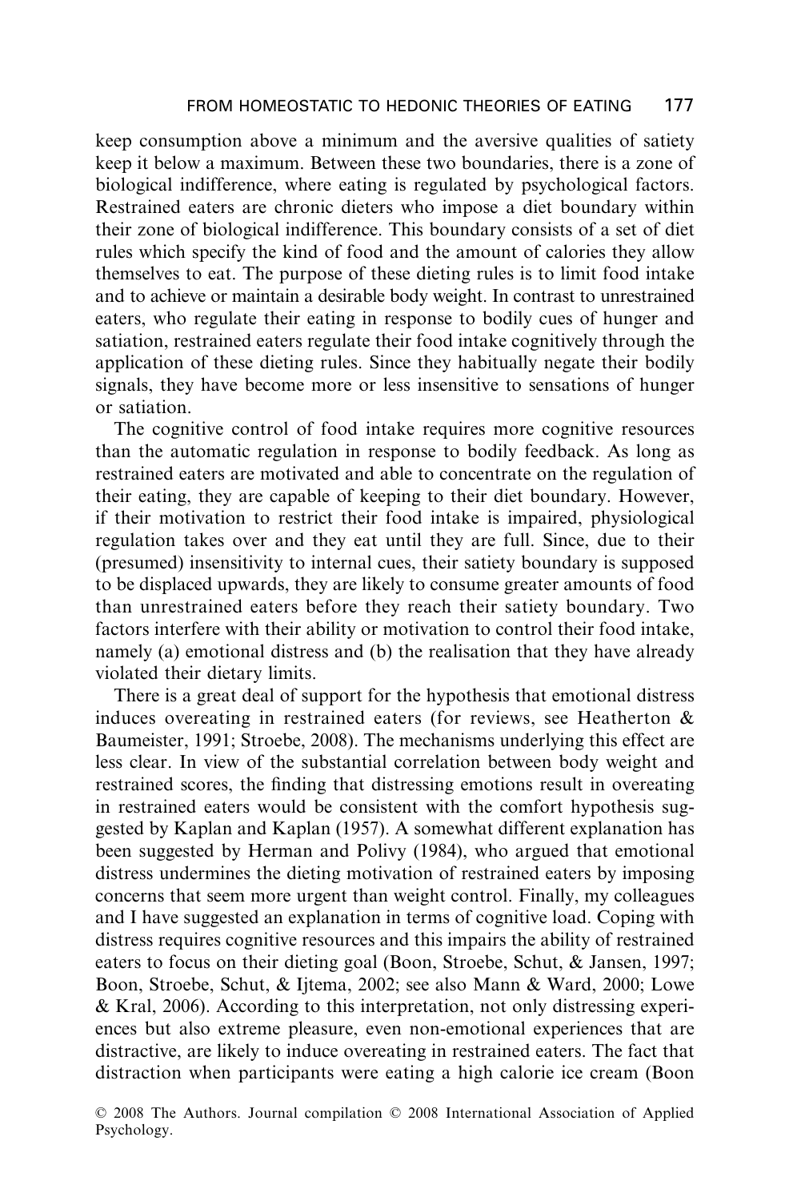keep consumption above a minimum and the aversive qualities of satiety keep it below a maximum. Between these two boundaries, there is a zone of biological indifference, where eating is regulated by psychological factors. Restrained eaters are chronic dieters who impose a diet boundary within their zone of biological indifference. This boundary consists of a set of diet rules which specify the kind of food and the amount of calories they allow themselves to eat. The purpose of these dieting rules is to limit food intake and to achieve or maintain a desirable body weight. In contrast to unrestrained eaters, who regulate their eating in response to bodily cues of hunger and satiation, restrained eaters regulate their food intake cognitively through the application of these dieting rules. Since they habitually negate their bodily signals, they have become more or less insensitive to sensations of hunger or satiation.

The cognitive control of food intake requires more cognitive resources than the automatic regulation in response to bodily feedback. As long as restrained eaters are motivated and able to concentrate on the regulation of their eating, they are capable of keeping to their diet boundary. However, if their motivation to restrict their food intake is impaired, physiological regulation takes over and they eat until they are full. Since, due to their (presumed) insensitivity to internal cues, their satiety boundary is supposed to be displaced upwards, they are likely to consume greater amounts of food than unrestrained eaters before they reach their satiety boundary. Two factors interfere with their ability or motivation to control their food intake, namely (a) emotional distress and (b) the realisation that they have already violated their dietary limits.

There is a great deal of support for the hypothesis that emotional distress induces overeating in restrained eaters (for reviews, see Heatherton & Baumeister, 1991; Stroebe, 2008). The mechanisms underlying this effect are less clear. In view of the substantial correlation between body weight and restrained scores, the finding that distressing emotions result in overeating in restrained eaters would be consistent with the comfort hypothesis suggested by Kaplan and Kaplan (1957). A somewhat different explanation has been suggested by Herman and Polivy (1984), who argued that emotional distress undermines the dieting motivation of restrained eaters by imposing concerns that seem more urgent than weight control. Finally, my colleagues and I have suggested an explanation in terms of cognitive load. Coping with distress requires cognitive resources and this impairs the ability of restrained eaters to focus on their dieting goal (Boon, Stroebe, Schut, & Jansen, 1997; Boon, Stroebe, Schut, & Ijtema, 2002; see also Mann & Ward, 2000; Lowe & Kral, 2006). According to this interpretation, not only distressing experiences but also extreme pleasure, even non-emotional experiences that are distractive, are likely to induce overeating in restrained eaters. The fact that distraction when participants were eating a high calorie ice cream (Boon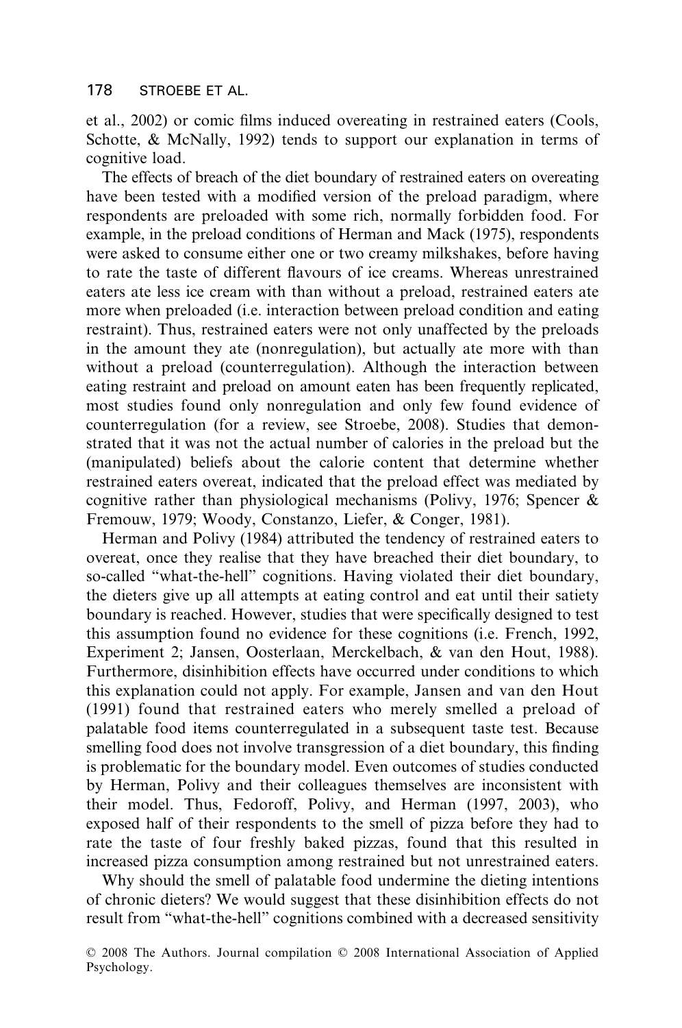et al., 2002) or comic films induced overeating in restrained eaters (Cools, Schotte, & McNally, 1992) tends to support our explanation in terms of cognitive load.

The effects of breach of the diet boundary of restrained eaters on overeating have been tested with a modified version of the preload paradigm, where respondents are preloaded with some rich, normally forbidden food. For example, in the preload conditions of Herman and Mack (1975), respondents were asked to consume either one or two creamy milkshakes, before having to rate the taste of different flavours of ice creams. Whereas unrestrained eaters ate less ice cream with than without a preload, restrained eaters ate more when preloaded (i.e. interaction between preload condition and eating restraint). Thus, restrained eaters were not only unaffected by the preloads in the amount they ate (nonregulation), but actually ate more with than without a preload (counterregulation). Although the interaction between eating restraint and preload on amount eaten has been frequently replicated, most studies found only nonregulation and only few found evidence of counterregulation (for a review, see Stroebe, 2008). Studies that demonstrated that it was not the actual number of calories in the preload but the (manipulated) beliefs about the calorie content that determine whether restrained eaters overeat, indicated that the preload effect was mediated by cognitive rather than physiological mechanisms (Polivy, 1976; Spencer & Fremouw, 1979; Woody, Constanzo, Liefer, & Conger, 1981).

Herman and Polivy (1984) attributed the tendency of restrained eaters to overeat, once they realise that they have breached their diet boundary, to so-called "what-the-hell" cognitions. Having violated their diet boundary, the dieters give up all attempts at eating control and eat until their satiety boundary is reached. However, studies that were specifically designed to test this assumption found no evidence for these cognitions (i.e. French, 1992, Experiment 2; Jansen, Oosterlaan, Merckelbach, & van den Hout, 1988). Furthermore, disinhibition effects have occurred under conditions to which this explanation could not apply. For example, Jansen and van den Hout (1991) found that restrained eaters who merely smelled a preload of palatable food items counterregulated in a subsequent taste test. Because smelling food does not involve transgression of a diet boundary, this finding is problematic for the boundary model. Even outcomes of studies conducted by Herman, Polivy and their colleagues themselves are inconsistent with their model. Thus, Fedoroff, Polivy, and Herman (1997, 2003), who exposed half of their respondents to the smell of pizza before they had to rate the taste of four freshly baked pizzas, found that this resulted in increased pizza consumption among restrained but not unrestrained eaters.

Why should the smell of palatable food undermine the dieting intentions of chronic dieters? We would suggest that these disinhibition effects do not result from "what-the-hell" cognitions combined with a decreased sensitivity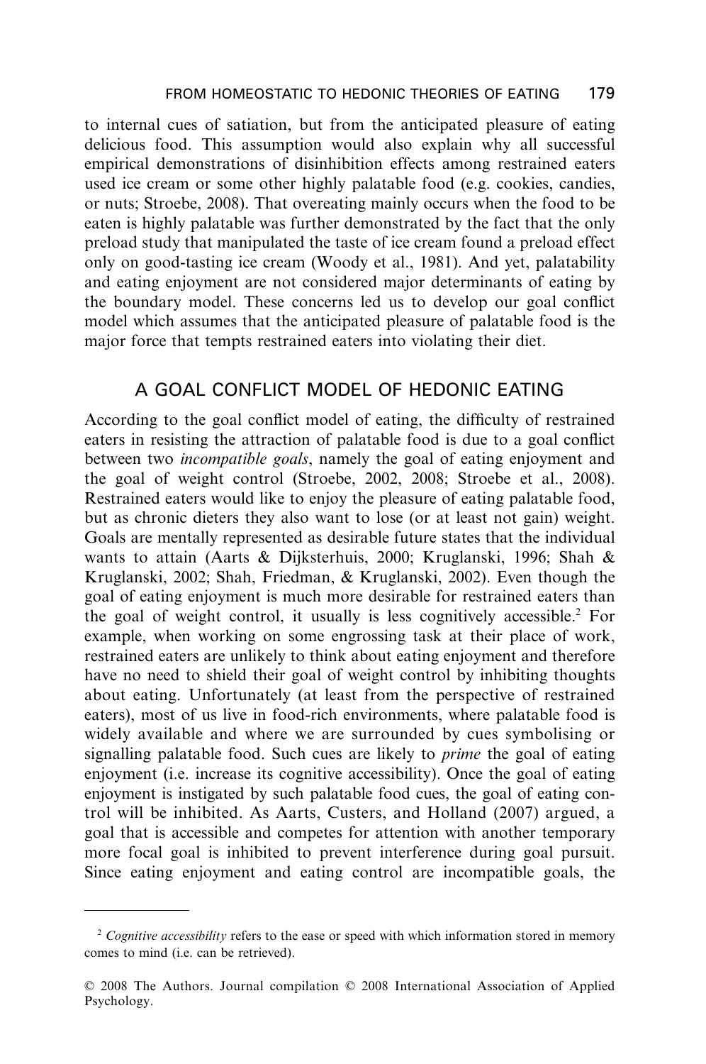to internal cues of satiation, but from the anticipated pleasure of eating delicious food. This assumption would also explain why all successful empirical demonstrations of disinhibition effects among restrained eaters used ice cream or some other highly palatable food (e.g. cookies, candies, or nuts; Stroebe, 2008). That overeating mainly occurs when the food to be eaten is highly palatable was further demonstrated by the fact that the only preload study that manipulated the taste of ice cream found a preload effect only on good-tasting ice cream (Woody et al., 1981). And yet, palatability and eating enjoyment are not considered major determinants of eating by the boundary model. These concerns led us to develop our goal conflict model which assumes that the anticipated pleasure of palatable food is the major force that tempts restrained eaters into violating their diet.

## A GOAL CONFLICT MODEL OF HEDONIC EATING

According to the goal conflict model of eating, the difficulty of restrained eaters in resisting the attraction of palatable food is due to a goal conflict between two *incompatible goals*, namely the goal of eating enjoyment and the goal of weight control (Stroebe, 2002, 2008; Stroebe et al., 2008). Restrained eaters would like to enjoy the pleasure of eating palatable food, but as chronic dieters they also want to lose (or at least not gain) weight. Goals are mentally represented as desirable future states that the individual wants to attain (Aarts & Dijksterhuis, 2000; Kruglanski, 1996; Shah & Kruglanski, 2002; Shah, Friedman, & Kruglanski, 2002). Even though the goal of eating enjoyment is much more desirable for restrained eaters than the goal of weight control, it usually is less cognitively accessible.[2] For example, when working on some engrossing task at their place of work, restrained eaters are unlikely to think about eating enjoyment and therefore have no need to shield their goal of weight control by inhibiting thoughts about eating. Unfortunately (at least from the perspective of restrained eaters), most of us live in food-rich environments, where palatable food is widely available and where we are surrounded by cues symbolising or signalling palatable food. Such cues are likely to *prime* the goal of eating enjoyment (i.e. increase its cognitive accessibility). Once the goal of eating enjoyment is instigated by such palatable food cues, the goal of eating control will be inhibited. As Aarts, Custers, and Holland (2007) argued, a goal that is accessible and competes for attention with another temporary more focal goal is inhibited to prevent interference during goal pursuit. Since eating enjoyment and eating control are incompatible goals, the

[2] *Cognitive accessibility* refers to the ease or speed with which information stored in memory comes to mind (i.e. can be retrieved).

© 2008 The Authors. Journal compilation © 2008 International Association of Applied Psychology.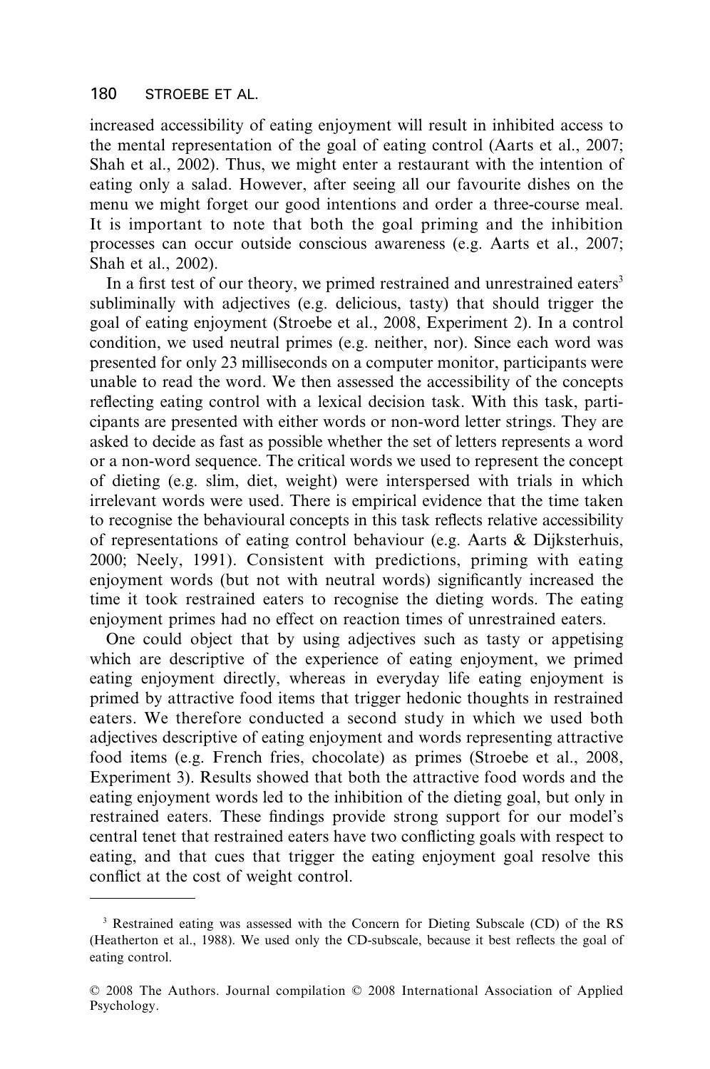increased accessibility of eating enjoyment will result in inhibited access to the mental representation of the goal of eating control (Aarts et al., 2007; Shah et al., 2002). Thus, we might enter a restaurant with the intention of eating only a salad. However, after seeing all our favourite dishes on the menu we might forget our good intentions and order a three-course meal. It is important to note that both the goal priming and the inhibition processes can occur outside conscious awareness (e.g. Aarts et al., 2007; Shah et al., 2002).

In a first test of our theory, we primed restrained and unrestrained eaters[3] subliminally with adjectives (e.g. delicious, tasty) that should trigger the goal of eating enjoyment (Stroebe et al., 2008, Experiment 2). In a control condition, we used neutral primes (e.g. neither, nor). Since each word was presented for only 23 milliseconds on a computer monitor, participants were unable to read the word. We then assessed the accessibility of the concepts reflecting eating control with a lexical decision task. With this task, participants are presented with either words or non-word letter strings. They are asked to decide as fast as possible whether the set of letters represents a word or a non-word sequence. The critical words we used to represent the concept of dieting (e.g. slim, diet, weight) were interspersed with trials in which irrelevant words were used. There is empirical evidence that the time taken to recognise the behavioural concepts in this task reflects relative accessibility of representations of eating control behaviour (e.g. Aarts & Dijksterhuis, 2000; Neely, 1991). Consistent with predictions, priming with eating enjoyment words (but not with neutral words) significantly increased the time it took restrained eaters to recognise the dieting words. The eating enjoyment primes had no effect on reaction times of unrestrained eaters.

One could object that by using adjectives such as tasty or appetising which are descriptive of the experience of eating enjoyment, we primed eating enjoyment directly, whereas in everyday life eating enjoyment is primed by attractive food items that trigger hedonic thoughts in restrained eaters. We therefore conducted a second study in which we used both adjectives descriptive of eating enjoyment and words representing attractive food items (e.g. French fries, chocolate) as primes (Stroebe et al., 2008, Experiment 3). Results showed that both the attractive food words and the eating enjoyment words led to the inhibition of the dieting goal, but only in restrained eaters. These findings provide strong support for our model's central tenet that restrained eaters have two conflicting goals with respect to eating, and that cues that trigger the eating enjoyment goal resolve this conflict at the cost of weight control.

---

[3] Restrained eating was assessed with the Concern for Dieting Subscale (CD) of the RS (Heatherton et al., 1988). We used only the CD-subscale, because it best reflects the goal of eating control.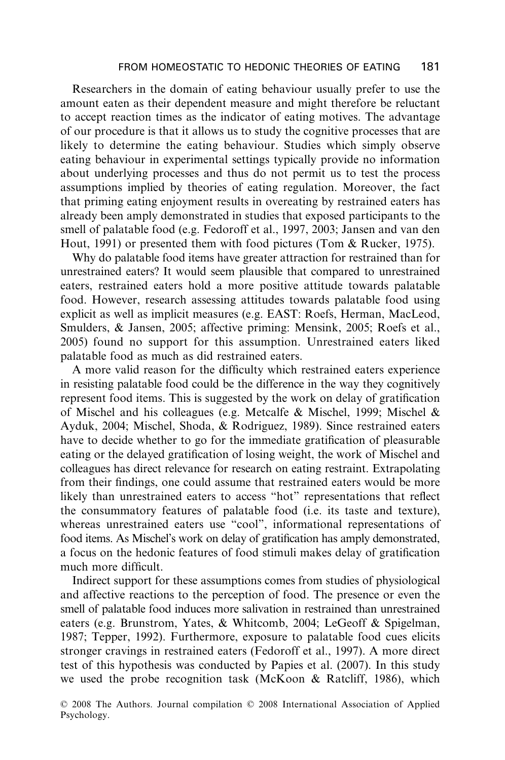Researchers in the domain of eating behaviour usually prefer to use the amount eaten as their dependent measure and might therefore be reluctant to accept reaction times as the indicator of eating motives. The advantage of our procedure is that it allows us to study the cognitive processes that are likely to determine the eating behaviour. Studies which simply observe eating behaviour in experimental settings typically provide no information about underlying processes and thus do not permit us to test the process assumptions implied by theories of eating regulation. Moreover, the fact that priming eating enjoyment results in overeating by restrained eaters has already been amply demonstrated in studies that exposed participants to the smell of palatable food (e.g. Fedoroff et al., 1997, 2003; Jansen and van den Hout, 1991) or presented them with food pictures (Tom & Rucker, 1975).

Why do palatable food items have greater attraction for restrained than for unrestrained eaters? It would seem plausible that compared to unrestrained eaters, restrained eaters hold a more positive attitude towards palatable food. However, research assessing attitudes towards palatable food using explicit as well as implicit measures (e.g. EAST: Roefs, Herman, MacLeod, Smulders, & Jansen, 2005; affective priming: Mensink, 2005; Roefs et al., 2005) found no support for this assumption. Unrestrained eaters liked palatable food as much as did restrained eaters.

A more valid reason for the difficulty which restrained eaters experience in resisting palatable food could be the difference in the way they cognitively represent food items. This is suggested by the work on delay of gratification of Mischel and his colleagues (e.g. Metcalfe & Mischel, 1999; Mischel & Ayduk, 2004; Mischel, Shoda, & Rodriguez, 1989). Since restrained eaters have to decide whether to go for the immediate gratification of pleasurable eating or the delayed gratification of losing weight, the work of Mischel and colleagues has direct relevance for research on eating restraint. Extrapolating from their findings, one could assume that restrained eaters would be more likely than unrestrained eaters to access "hot" representations that reflect the consummatory features of palatable food (i.e. its taste and texture), whereas unrestrained eaters use "cool", informational representations of food items. As Mischel's work on delay of gratification has amply demonstrated, a focus on the hedonic features of food stimuli makes delay of gratification much more difficult.

Indirect support for these assumptions comes from studies of physiological and affective reactions to the perception of food. The presence or even the smell of palatable food induces more salivation in restrained than unrestrained eaters (e.g. Brunstrom, Yates, & Whitcomb, 2004; LeGeoff & Spigelman, 1987; Tepper, 1992). Furthermore, exposure to palatable food cues elicits stronger cravings in restrained eaters (Fedoroff et al., 1997). A more direct test of this hypothesis was conducted by Papies et al. (2007). In this study we used the probe recognition task (McKoon & Ratcliff, 1986), which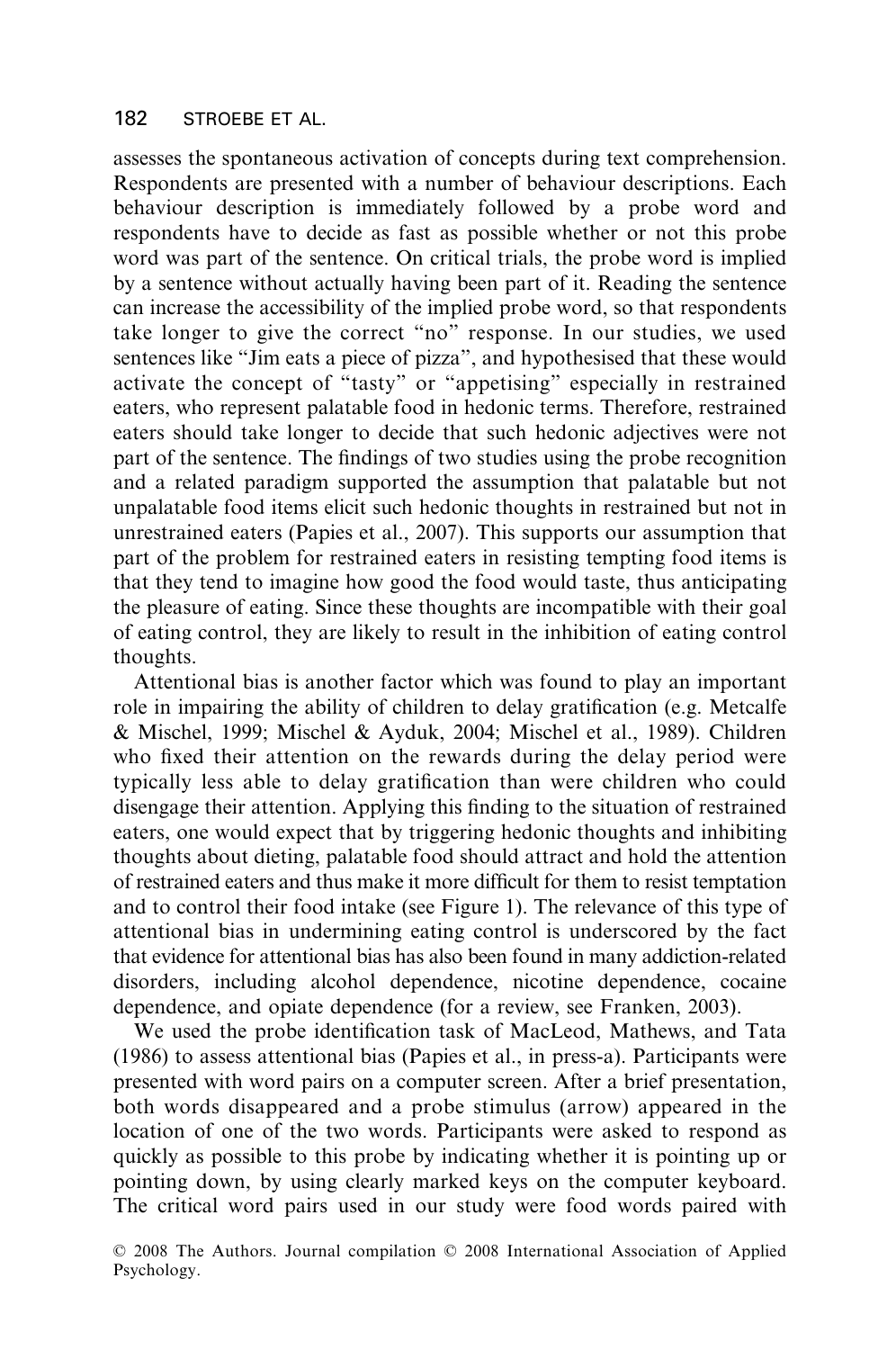assesses the spontaneous activation of concepts during text comprehension. Respondents are presented with a number of behaviour descriptions. Each behaviour description is immediately followed by a probe word and respondents have to decide as fast as possible whether or not this probe word was part of the sentence. On critical trials, the probe word is implied by a sentence without actually having been part of it. Reading the sentence can increase the accessibility of the implied probe word, so that respondents take longer to give the correct "no" response. In our studies, we used sentences like "Jim eats a piece of pizza", and hypothesised that these would activate the concept of "tasty" or "appetising" especially in restrained eaters, who represent palatable food in hedonic terms. Therefore, restrained eaters should take longer to decide that such hedonic adjectives were not part of the sentence. The findings of two studies using the probe recognition and a related paradigm supported the assumption that palatable but not unpalatable food items elicit such hedonic thoughts in restrained but not in unrestrained eaters (Papies et al., 2007). This supports our assumption that part of the problem for restrained eaters in resisting tempting food items is that they tend to imagine how good the food would taste, thus anticipating the pleasure of eating. Since these thoughts are incompatible with their goal of eating control, they are likely to result in the inhibition of eating control thoughts.

Attentional bias is another factor which was found to play an important role in impairing the ability of children to delay gratification (e.g. Metcalfe & Mischel, 1999; Mischel & Ayduk, 2004; Mischel et al., 1989). Children who fixed their attention on the rewards during the delay period were typically less able to delay gratification than were children who could disengage their attention. Applying this finding to the situation of restrained eaters, one would expect that by triggering hedonic thoughts and inhibiting thoughts about dieting, palatable food should attract and hold the attention of restrained eaters and thus make it more difficult for them to resist temptation and to control their food intake (see Figure 1). The relevance of this type of attentional bias in undermining eating control is underscored by the fact that evidence for attentional bias has also been found in many addiction-related disorders, including alcohol dependence, nicotine dependence, cocaine dependence, and opiate dependence (for a review, see Franken, 2003).

We used the probe identification task of MacLeod, Mathews, and Tata (1986) to assess attentional bias (Papies et al., in press-a). Participants were presented with word pairs on a computer screen. After a brief presentation, both words disappeared and a probe stimulus (arrow) appeared in the location of one of the two words. Participants were asked to respond as quickly as possible to this probe by indicating whether it is pointing up or pointing down, by using clearly marked keys on the computer keyboard. The critical word pairs used in our study were food words paired with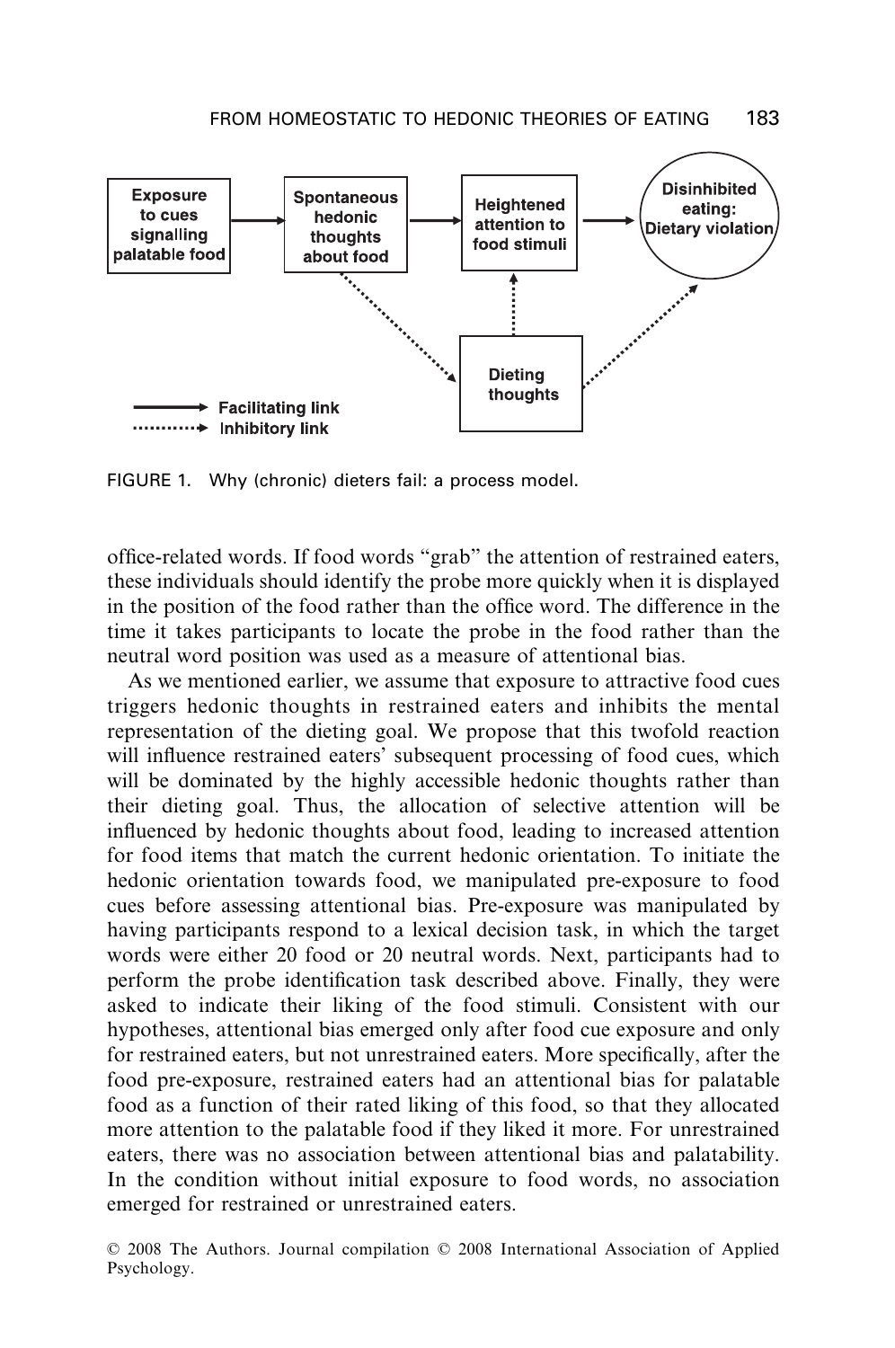FIGURE 1. Why (chronic) dieters fail: a process model.

office-related words. If food words "grab" the attention of restrained eaters, these individuals should identify the probe more quickly when it is displayed in the position of the food rather than the office word. The difference in the time it takes participants to locate the probe in the food rather than the neutral word position was used as a measure of attentional bias.

As we mentioned earlier, we assume that exposure to attractive food cues triggers hedonic thoughts in restrained eaters and inhibits the mental representation of the dieting goal. We propose that this twofold reaction will influence restrained eaters' subsequent processing of food cues, which will be dominated by the highly accessible hedonic thoughts rather than their dieting goal. Thus, the allocation of selective attention will be influenced by hedonic thoughts about food, leading to increased attention for food items that match the current hedonic orientation. To initiate the hedonic orientation towards food, we manipulated pre-exposure to food cues before assessing attentional bias. Pre-exposure was manipulated by having participants respond to a lexical decision task, in which the target words were either 20 food or 20 neutral words. Next, participants had to perform the probe identification task described above. Finally, they were asked to indicate their liking of the food stimuli. Consistent with our hypotheses, attentional bias emerged only after food cue exposure and only for restrained eaters, but not unrestrained eaters. More specifically, after the food pre-exposure, restrained eaters had an attentional bias for palatable food as a function of their rated liking of this food, so that they allocated more attention to the palatable food if they liked it more. For unrestrained eaters, there was no association between attentional bias and palatability. In the condition without initial exposure to food words, no association emerged for restrained or unrestrained eaters.

© 2008 The Authors. Journal compilation © 2008 International Association of Applied Psychology.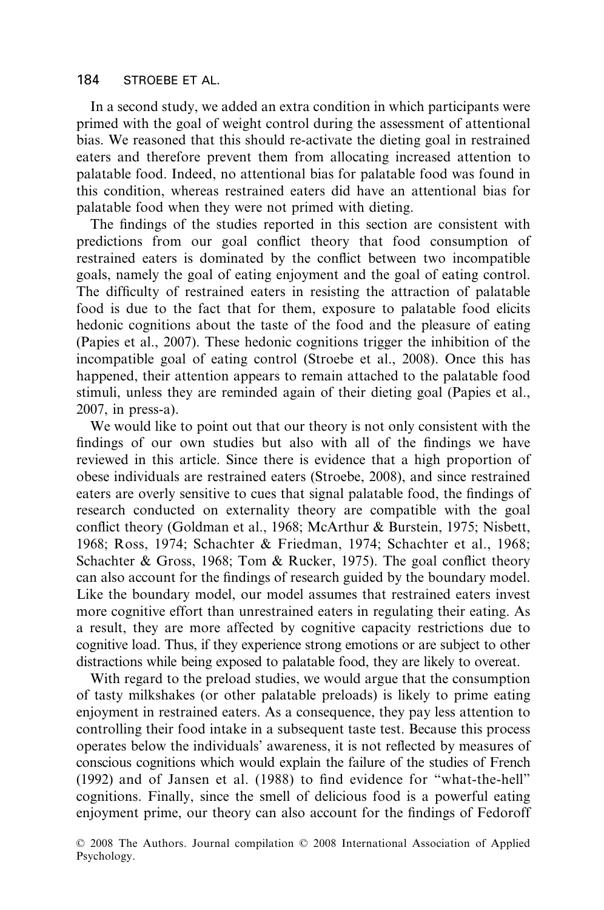In a second study, we added an extra condition in which participants were primed with the goal of weight control during the assessment of attentional bias. We reasoned that this should re-activate the dieting goal in restrained eaters and therefore prevent them from allocating increased attention to palatable food. Indeed, no attentional bias for palatable food was found in this condition, whereas restrained eaters did have an attentional bias for palatable food when they were not primed with dieting.

The findings of the studies reported in this section are consistent with predictions from our goal conflict theory that food consumption of restrained eaters is dominated by the conflict between two incompatible goals, namely the goal of eating enjoyment and the goal of eating control. The difficulty of restrained eaters in resisting the attraction of palatable food is due to the fact that for them, exposure to palatable food elicits hedonic cognitions about the taste of the food and the pleasure of eating (Papies et al., 2007). These hedonic cognitions trigger the inhibition of the incompatible goal of eating control (Stroebe et al., 2008). Once this has happened, their attention appears to remain attached to the palatable food stimuli, unless they are reminded again of their dieting goal (Papies et al., 2007, in press-a).

We would like to point out that our theory is not only consistent with the findings of our own studies but also with all of the findings we have reviewed in this article. Since there is evidence that a high proportion of obese individuals are restrained eaters (Stroebe, 2008), and since restrained eaters are overly sensitive to cues that signal palatable food, the findings of research conducted on externality theory are compatible with the goal conflict theory (Goldman et al., 1968; McArthur & Burstein, 1975; Nisbett, 1968; Ross, 1974; Schachter & Friedman, 1974; Schachter et al., 1968; Schachter & Gross, 1968; Tom & Rucker, 1975). The goal conflict theory can also account for the findings of research guided by the boundary model. Like the boundary model, our model assumes that restrained eaters invest more cognitive effort than unrestrained eaters in regulating their eating. As a result, they are more affected by cognitive capacity restrictions due to cognitive load. Thus, if they experience strong emotions or are subject to other distractions while being exposed to palatable food, they are likely to overeat.

With regard to the preload studies, we would argue that the consumption of tasty milkshakes (or other palatable preloads) is likely to prime eating enjoyment in restrained eaters. As a consequence, they pay less attention to controlling their food intake in a subsequent taste test. Because this process operates below the individuals' awareness, it is not reflected by measures of conscious cognitions which would explain the failure of the studies of French (1992) and of Jansen et al. (1988) to find evidence for "what-the-hell" cognitions. Finally, since the smell of delicious food is a powerful eating enjoyment prime, our theory can also account for the findings of Fedoroff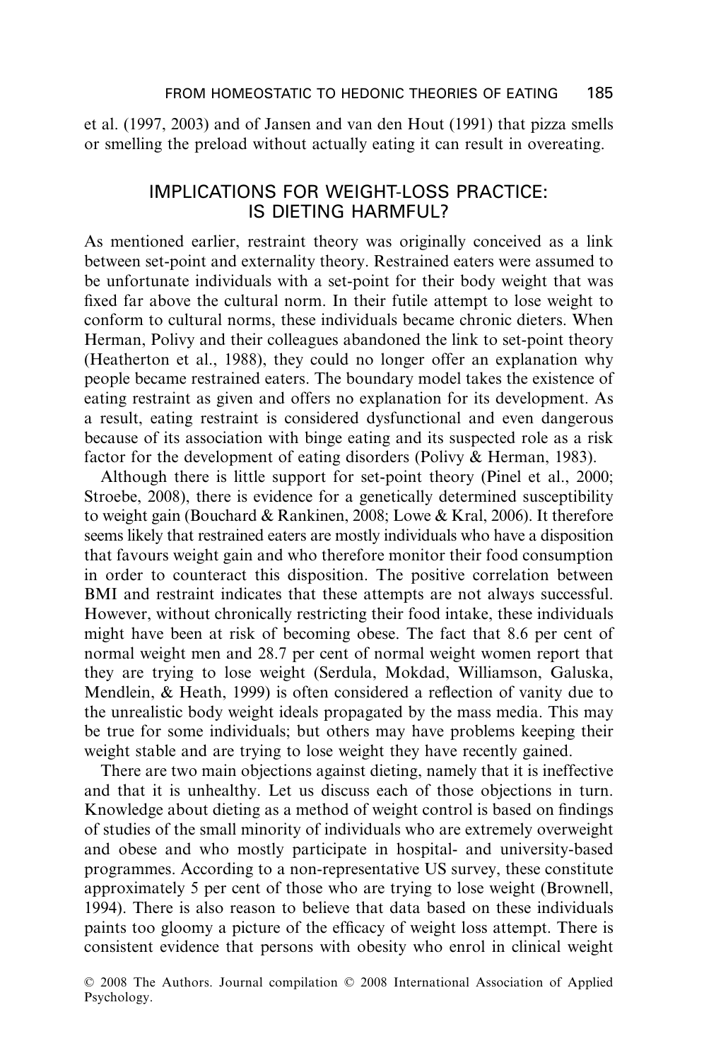et al. (1997, 2003) and of Jansen and van den Hout (1991) that pizza smells or smelling the preload without actually eating it can result in overeating.

## IMPLICATIONS FOR WEIGHT-LOSS PRACTICE: IS DIETING HARMFUL?

As mentioned earlier, restraint theory was originally conceived as a link between set-point and externality theory. Restrained eaters were assumed to be unfortunate individuals with a set-point for their body weight that was fixed far above the cultural norm. In their futile attempt to lose weight to conform to cultural norms, these individuals became chronic dieters. When Herman, Polivy and their colleagues abandoned the link to set-point theory (Heatherton et al., 1988), they could no longer offer an explanation why people became restrained eaters. The boundary model takes the existence of eating restraint as given and offers no explanation for its development. As a result, eating restraint is considered dysfunctional and even dangerous because of its association with binge eating and its suspected role as a risk factor for the development of eating disorders (Polivy & Herman, 1983).

Although there is little support for set-point theory (Pinel et al., 2000; Stroebe, 2008), there is evidence for a genetically determined susceptibility to weight gain (Bouchard & Rankinen, 2008; Lowe & Kral, 2006). It therefore seems likely that restrained eaters are mostly individuals who have a disposition that favours weight gain and who therefore monitor their food consumption in order to counteract this disposition. The positive correlation between BMI and restraint indicates that these attempts are not always successful. However, without chronically restricting their food intake, these individuals might have been at risk of becoming obese. The fact that 8.6 per cent of normal weight men and 28.7 per cent of normal weight women report that they are trying to lose weight (Serdula, Mokdad, Williamson, Galuska, Mendlein, & Heath, 1999) is often considered a reflection of vanity due to the unrealistic body weight ideals propagated by the mass media. This may be true for some individuals; but others may have problems keeping their weight stable and are trying to lose weight they have recently gained.

There are two main objections against dieting, namely that it is ineffective and that it is unhealthy. Let us discuss each of those objections in turn. Knowledge about dieting as a method of weight control is based on findings of studies of the small minority of individuals who are extremely overweight and obese and who mostly participate in hospital- and university-based programmes. According to a non-representative US survey, these constitute approximately 5 per cent of those who are trying to lose weight (Brownell, 1994). There is also reason to believe that data based on these individuals paints too gloomy a picture of the efficacy of weight loss attempt. There is consistent evidence that persons with obesity who enrol in clinical weight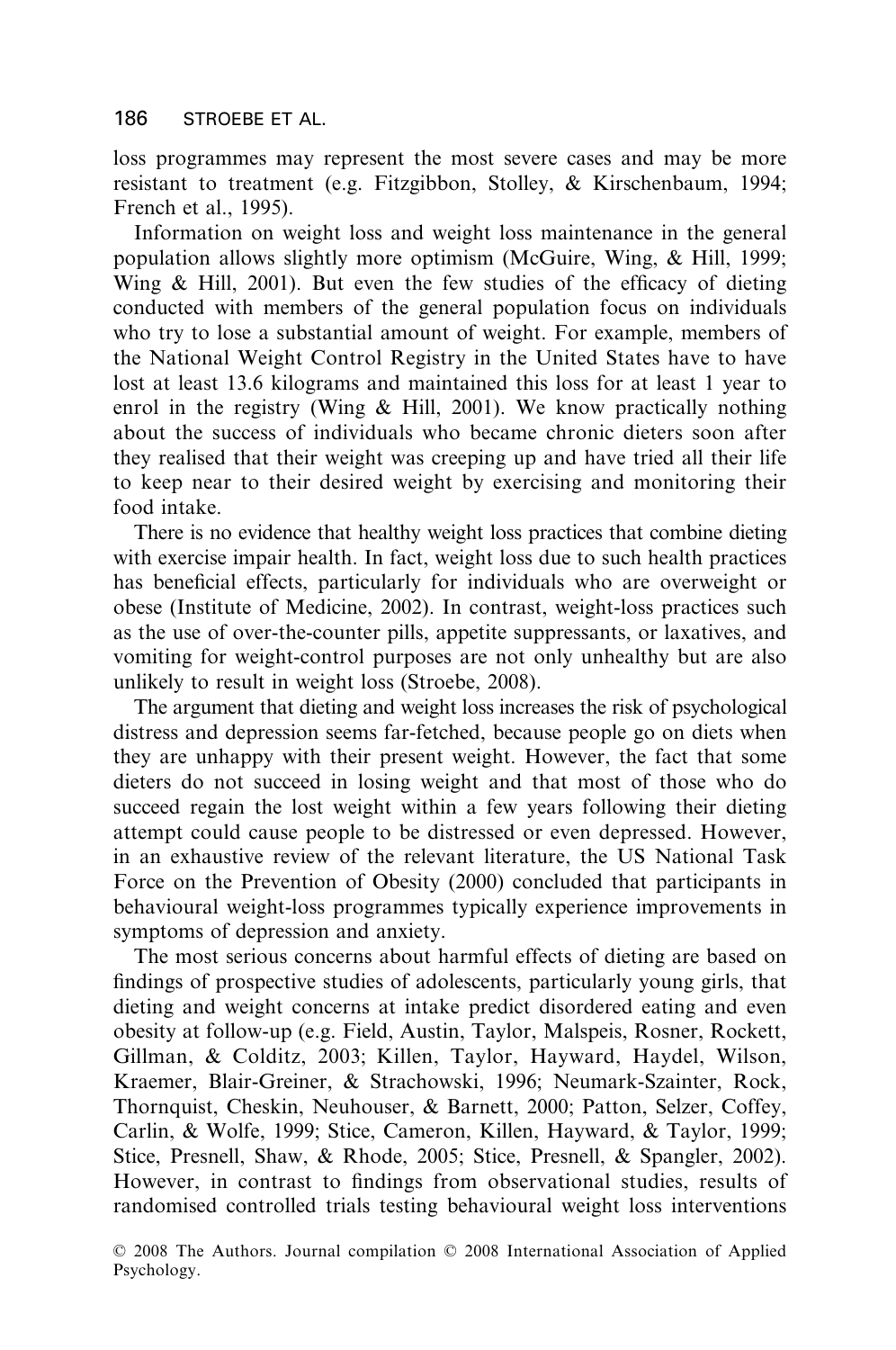loss programmes may represent the most severe cases and may be more resistant to treatment (e.g. Fitzgibbon, Stolley, & Kirschenbaum, 1994; French et al., 1995).

Information on weight loss and weight loss maintenance in the general population allows slightly more optimism (McGuire, Wing, & Hill, 1999; Wing & Hill, 2001). But even the few studies of the efficacy of dieting conducted with members of the general population focus on individuals who try to lose a substantial amount of weight. For example, members of the National Weight Control Registry in the United States have to have lost at least 13.6 kilograms and maintained this loss for at least 1 year to enrol in the registry (Wing & Hill, 2001). We know practically nothing about the success of individuals who became chronic dieters soon after they realised that their weight was creeping up and have tried all their life to keep near to their desired weight by exercising and monitoring their food intake.

There is no evidence that healthy weight loss practices that combine dieting with exercise impair health. In fact, weight loss due to such health practices has beneficial effects, particularly for individuals who are overweight or obese (Institute of Medicine, 2002). In contrast, weight-loss practices such as the use of over-the-counter pills, appetite suppressants, or laxatives, and vomiting for weight-control purposes are not only unhealthy but are also unlikely to result in weight loss (Stroebe, 2008).

The argument that dieting and weight loss increases the risk of psychological distress and depression seems far-fetched, because people go on diets when they are unhappy with their present weight. However, the fact that some dieters do not succeed in losing weight and that most of those who do succeed regain the lost weight within a few years following their dieting attempt could cause people to be distressed or even depressed. However, in an exhaustive review of the relevant literature, the US National Task Force on the Prevention of Obesity (2000) concluded that participants in behavioural weight-loss programmes typically experience improvements in symptoms of depression and anxiety.

The most serious concerns about harmful effects of dieting are based on findings of prospective studies of adolescents, particularly young girls, that dieting and weight concerns at intake predict disordered eating and even obesity at follow-up (e.g. Field, Austin, Taylor, Malspeis, Rosner, Rockett, Gillman, & Colditz, 2003; Killen, Taylor, Hayward, Haydel, Wilson, Kraemer, Blair-Greiner, & Strachowski, 1996; Neumark-Szainter, Rock, Thornquist, Cheskin, Neuhouser, & Barnett, 2000; Patton, Selzer, Coffey, Carlin, & Wolfe, 1999; Stice, Cameron, Killen, Hayward, & Taylor, 1999; Stice, Presnell, Shaw, & Rhode, 2005; Stice, Presnell, & Spangler, 2002). However, in contrast to findings from observational studies, results of randomised controlled trials testing behavioural weight loss interventions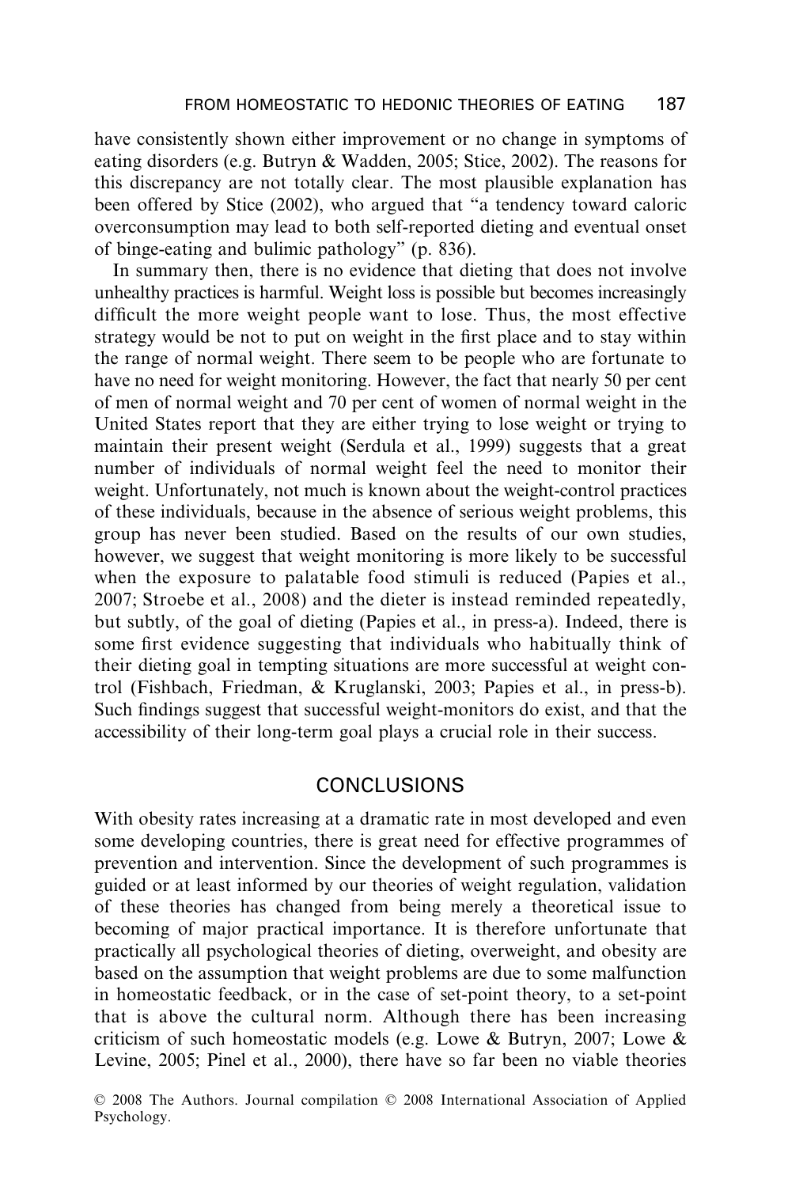have consistently shown either improvement or no change in symptoms of eating disorders (e.g. Butryn & Wadden, 2005; Stice, 2002). The reasons for this discrepancy are not totally clear. The most plausible explanation has been offered by Stice (2002), who argued that "a tendency toward caloric overconsumption may lead to both self-reported dieting and eventual onset of binge-eating and bulimic pathology" (p. 836).

In summary then, there is no evidence that dieting that does not involve unhealthy practices is harmful. Weight loss is possible but becomes increasingly difficult the more weight people want to lose. Thus, the most effective strategy would be not to put on weight in the first place and to stay within the range of normal weight. There seem to be people who are fortunate to have no need for weight monitoring. However, the fact that nearly 50 per cent of men of normal weight and 70 per cent of women of normal weight in the United States report that they are either trying to lose weight or trying to maintain their present weight (Serdula et al., 1999) suggests that a great number of individuals of normal weight feel the need to monitor their weight. Unfortunately, not much is known about the weight-control practices of these individuals, because in the absence of serious weight problems, this group has never been studied. Based on the results of our own studies, however, we suggest that weight monitoring is more likely to be successful when the exposure to palatable food stimuli is reduced (Papies et al., 2007; Stroebe et al., 2008) and the dieter is instead reminded repeatedly, but subtly, of the goal of dieting (Papies et al., in press-a). Indeed, there is some first evidence suggesting that individuals who habitually think of their dieting goal in tempting situations are more successful at weight control (Fishbach, Friedman, & Kruglanski, 2003; Papies et al., in press-b). Such findings suggest that successful weight-monitors do exist, and that the accessibility of their long-term goal plays a crucial role in their success.

## CONCLUSIONS

With obesity rates increasing at a dramatic rate in most developed and even some developing countries, there is great need for effective programmes of prevention and intervention. Since the development of such programmes is guided or at least informed by our theories of weight regulation, validation of these theories has changed from being merely a theoretical issue to becoming of major practical importance. It is therefore unfortunate that practically all psychological theories of dieting, overweight, and obesity are based on the assumption that weight problems are due to some malfunction in homeostatic feedback, or in the case of set-point theory, to a set-point that is above the cultural norm. Although there has been increasing criticism of such homeostatic models (e.g. Lowe & Butryn, 2007; Lowe & Levine, 2005; Pinel et al., 2000), there have so far been no viable theories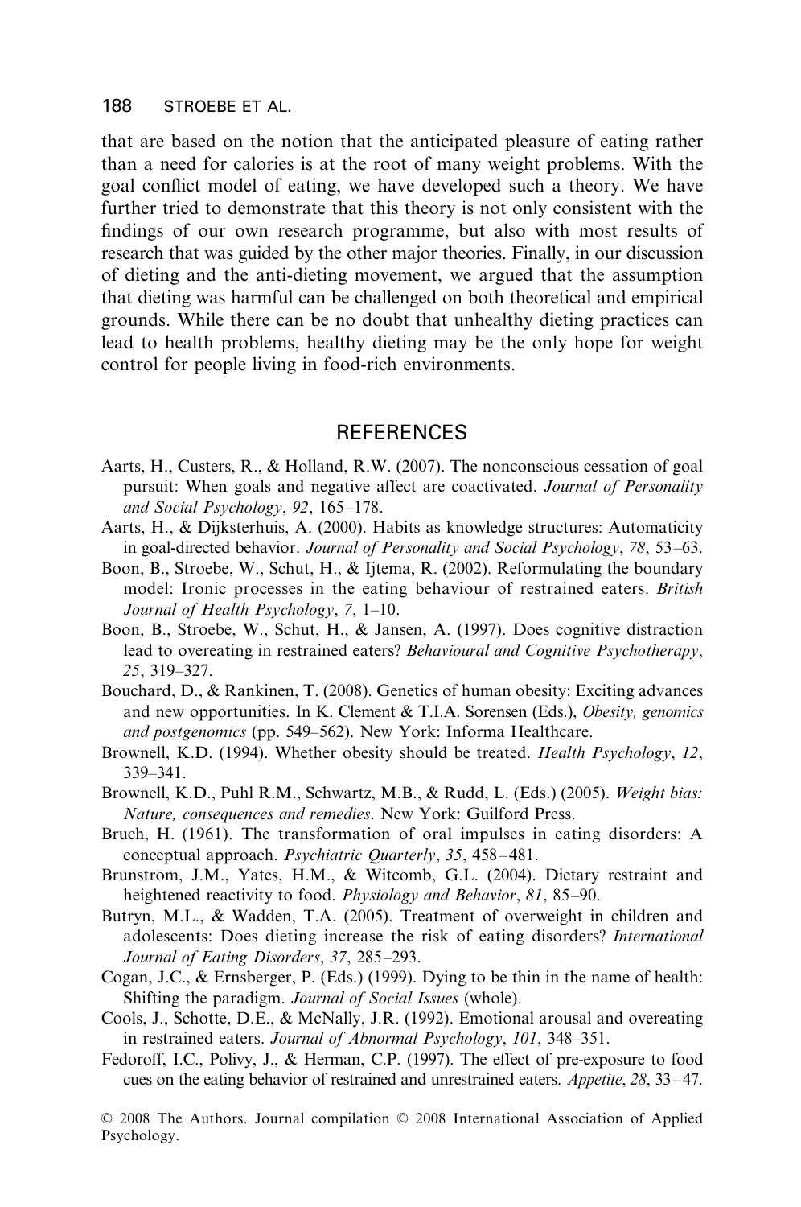that are based on the notion that the anticipated pleasure of eating rather than a need for calories is at the root of many weight problems. With the goal conflict model of eating, we have developed such a theory. We have further tried to demonstrate that this theory is not only consistent with the findings of our own research programme, but also with most results of research that was guided by the other major theories. Finally, in our discussion of dieting and the anti-dieting movement, we argued that the assumption that dieting was harmful can be challenged on both theoretical and empirical grounds. While there can be no doubt that unhealthy dieting practices can lead to health problems, healthy dieting may be the only hope for weight control for people living in food-rich environments.

## REFERENCES

Aarts, H., Custers, R., & Holland, R.W. (2007). The nonconscious cessation of goal pursuit: When goals and negative affect are coactivated. *Journal of Personality and Social Psychology*, *92*, 165–178.

Aarts, H., & Dijksterhuis, A. (2000). Habits as knowledge structures: Automaticity in goal-directed behavior. *Journal of Personality and Social Psychology*, *78*, 53–63.

Boon, B., Stroebe, W., Schut, H., & Ijtema, R. (2002). Reformulating the boundary model: Ironic processes in the eating behaviour of restrained eaters. *British Journal of Health Psychology*, *7*, 1–10.

Boon, B., Stroebe, W., Schut, H., & Jansen, A. (1997). Does cognitive distraction lead to overeating in restrained eaters? *Behavioural and Cognitive Psychotherapy*, *25*, 319–327.

Bouchard, D., & Rankinen, T. (2008). Genetics of human obesity: Exciting advances and new opportunities. In K. Clement & T.I.A. Sorensen (Eds.), *Obesity, genomics and postgenomics* (pp. 549–562). New York: Informa Healthcare.

Brownell, K.D. (1994). Whether obesity should be treated. *Health Psychology*, *12*, 339–341.

Brownell, K.D., Puhl R.M., Schwartz, M.B., & Rudd, L. (Eds.) (2005). *Weight bias: Nature, consequences and remedies*. New York: Guilford Press.

Bruch, H. (1961). The transformation of oral impulses in eating disorders: A conceptual approach. *Psychiatric Quarterly*, *35*, 458–481.

Brunstrom, J.M., Yates, H.M., & Witcomb, G.L. (2004). Dietary restraint and heightened reactivity to food. *Physiology and Behavior*, *81*, 85–90.

Butryn, M.L., & Wadden, T.A. (2005). Treatment of overweight in children and adolescents: Does dieting increase the risk of eating disorders? *International Journal of Eating Disorders*, *37*, 285–293.

Cogan, J.C., & Ernsberger, P. (Eds.) (1999). Dying to be thin in the name of health: Shifting the paradigm. *Journal of Social Issues* (whole).

Cools, J., Schotte, D.E., & McNally, J.R. (1992). Emotional arousal and overeating in restrained eaters. *Journal of Abnormal Psychology*, *101*, 348–351.

Fedoroff, I.C., Polivy, J., & Herman, C.P. (1997). The effect of pre-exposure to food cues on the eating behavior of restrained and unrestrained eaters. *Appetite*, *28*, 33–47.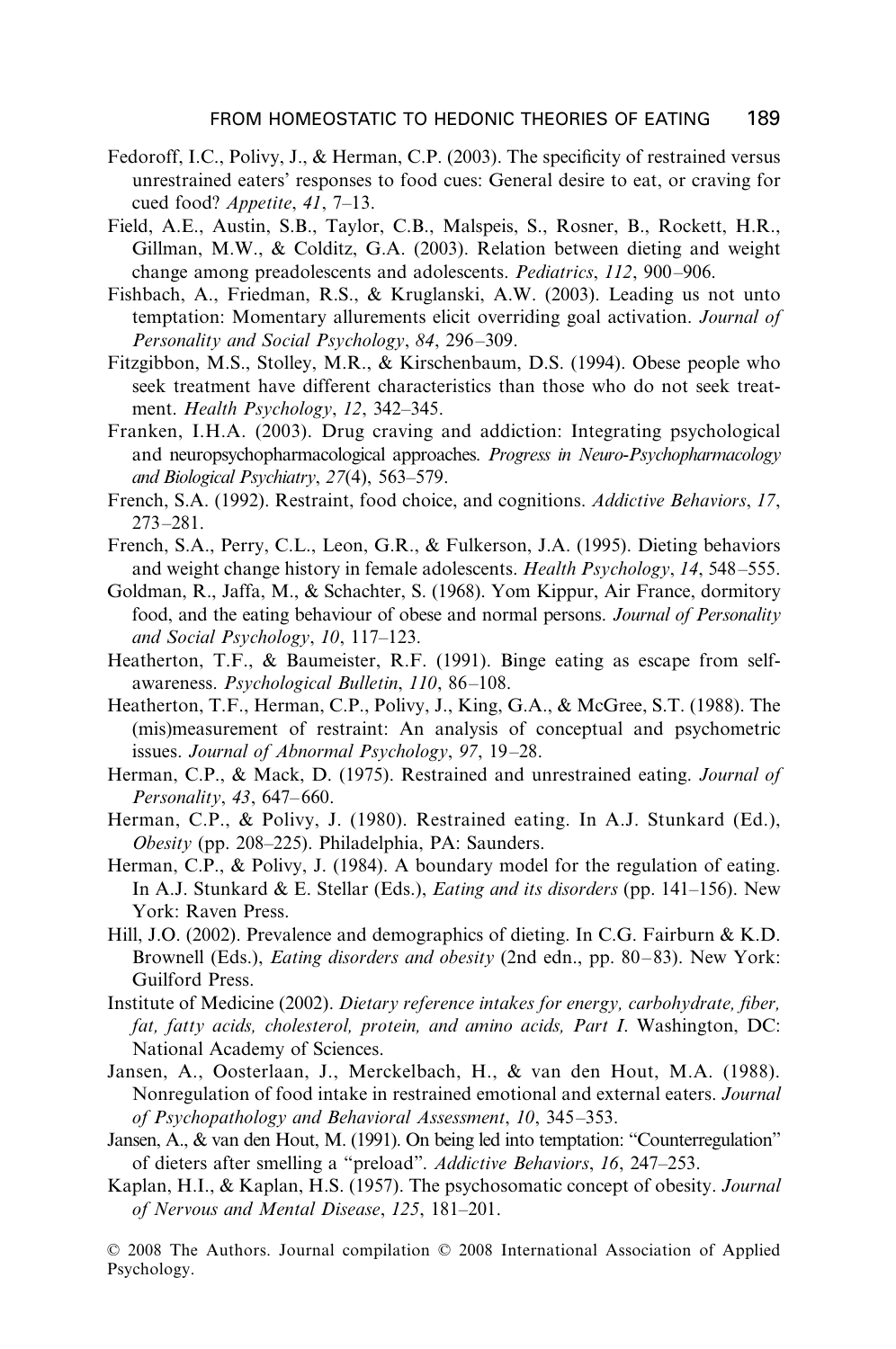Fedoroff, I.C., Polivy, J., & Herman, C.P. (2003). The specificity of restrained versus unrestrained eaters' responses to food cues: General desire to eat, or craving for cued food? *Appetite*, *41*, 7–13.

Field, A.E., Austin, S.B., Taylor, C.B., Malspeis, S., Rosner, B., Rockett, H.R., Gillman, M.W., & Colditz, G.A. (2003). Relation between dieting and weight change among preadolescents and adolescents. *Pediatrics*, *112*, 900–906.

Fishbach, A., Friedman, R.S., & Kruglanski, A.W. (2003). Leading us not unto temptation: Momentary allurements elicit overriding goal activation. *Journal of Personality and Social Psychology*, *84*, 296–309.

Fitzgibbon, M.S., Stolley, M.R., & Kirschenbaum, D.S. (1994). Obese people who seek treatment have different characteristics than those who do not seek treatment. *Health Psychology*, *12*, 342–345.

Franken, I.H.A. (2003). Drug craving and addiction: Integrating psychological and neuropsychopharmacological approaches. *Progress in Neuro-Psychopharmacology and Biological Psychiatry*, *27*(4), 563–579.

French, S.A. (1992). Restraint, food choice, and cognitions. *Addictive Behaviors*, *17*, 273–281.

French, S.A., Perry, C.L., Leon, G.R., & Fulkerson, J.A. (1995). Dieting behaviors and weight change history in female adolescents. *Health Psychology*, *14*, 548–555.

Goldman, R., Jaffa, M., & Schachter, S. (1968). Yom Kippur, Air France, dormitory food, and the eating behaviour of obese and normal persons. *Journal of Personality and Social Psychology*, *10*, 117–123.

Heatherton, T.F., & Baumeister, R.F. (1991). Binge eating as escape from self-awareness. *Psychological Bulletin*, *110*, 86–108.

Heatherton, T.F., Herman, C.P., Polivy, J., King, G.A., & McGree, S.T. (1988). The (mis)measurement of restraint: An analysis of conceptual and psychometric issues. *Journal of Abnormal Psychology*, *97*, 19–28.

Herman, C.P., & Mack, D. (1975). Restrained and unrestrained eating. *Journal of Personality*, *43*, 647–660.

Herman, C.P., & Polivy, J. (1980). Restrained eating. In A.J. Stunkard (Ed.), *Obesity* (pp. 208–225). Philadelphia, PA: Saunders.

Herman, C.P., & Polivy, J. (1984). A boundary model for the regulation of eating. In A.J. Stunkard & E. Stellar (Eds.), *Eating and its disorders* (pp. 141–156). New York: Raven Press.

Hill, J.O. (2002). Prevalence and demographics of dieting. In C.G. Fairburn & K.D. Brownell (Eds.), *Eating disorders and obesity* (2nd edn., pp. 80–83). New York: Guilford Press.

Institute of Medicine (2002). *Dietary reference intakes for energy, carbohydrate, fiber, fat, fatty acids, cholesterol, protein, and amino acids, Part I*. Washington, DC: National Academy of Sciences.

Jansen, A., Oosterlaan, J., Merckelbach, H., & van den Hout, M.A. (1988). Nonregulation of food intake in restrained emotional and external eaters. *Journal of Psychopathology and Behavioral Assessment*, *10*, 345–353.

Jansen, A., & van den Hout, M. (1991). On being led into temptation: "Counterregulation" of dieters after smelling a "preload". *Addictive Behaviors*, *16*, 247–253.

Kaplan, H.I., & Kaplan, H.S. (1957). The psychosomatic concept of obesity. *Journal of Nervous and Mental Disease*, *125*, 181–201.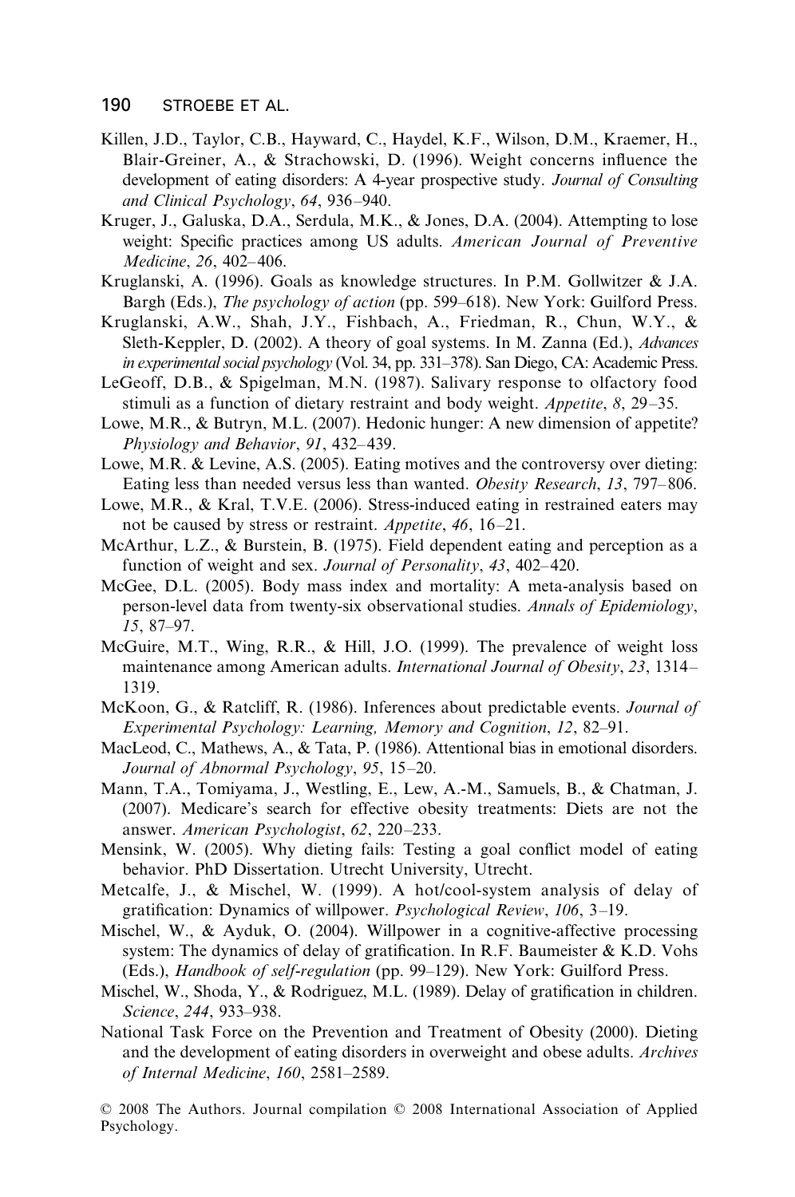Killen, J.D., Taylor, C.B., Hayward, C., Haydel, K.F., Wilson, D.M., Kraemer, H., Blair-Greiner, A., & Strachowski, D. (1996). Weight concerns influence the development of eating disorders: A 4-year prospective study. *Journal of Consulting and Clinical Psychology*, *64*, 936–940.

Kruger, J., Galuska, D.A., Serdula, M.K., & Jones, D.A. (2004). Attempting to lose weight: Specific practices among US adults. *American Journal of Preventive Medicine*, *26*, 402–406.

Kruglanski, A. (1996). Goals as knowledge structures. In P.M. Gollwitzer & J.A. Bargh (Eds.), *The psychology of action* (pp. 599–618). New York: Guilford Press.

Kruglanski, A.W., Shah, J.Y., Fishbach, A., Friedman, R., Chun, W.Y., & Sleth-Keppler, D. (2002). A theory of goal systems. In M. Zanna (Ed.), *Advances in experimental social psychology* (Vol. 34, pp. 331–378). San Diego, CA: Academic Press.

LeGeoff, D.B., & Spigelman, M.N. (1987). Salivary response to olfactory food stimuli as a function of dietary restraint and body weight. *Appetite*, *8*, 29–35.

Lowe, M.R., & Butryn, M.L. (2007). Hedonic hunger: A new dimension of appetite? *Physiology and Behavior*, *91*, 432–439.

Lowe, M.R. & Levine, A.S. (2005). Eating motives and the controversy over dieting: Eating less than needed versus less than wanted. *Obesity Research*, *13*, 797–806.

Lowe, M.R., & Kral, T.V.E. (2006). Stress-induced eating in restrained eaters may not be caused by stress or restraint. *Appetite*, *46*, 16–21.

McArthur, L.Z., & Burstein, B. (1975). Field dependent eating and perception as a function of weight and sex. *Journal of Personality*, *43*, 402–420.

McGee, D.L. (2005). Body mass index and mortality: A meta-analysis based on person-level data from twenty-six observational studies. *Annals of Epidemiology*, *15*, 87–97.

McGuire, M.T., Wing, R.R., & Hill, J.O. (1999). The prevalence of weight loss maintenance among American adults. *International Journal of Obesity*, *23*, 1314–1319.

McKoon, G., & Ratcliff, R. (1986). Inferences about predictable events. *Journal of Experimental Psychology: Learning, Memory and Cognition*, *12*, 82–91.

MacLeod, C., Mathews, A., & Tata, P. (1986). Attentional bias in emotional disorders. *Journal of Abnormal Psychology*, *95*, 15–20.

Mann, T.A., Tomiyama, J., Westling, E., Lew, A.-M., Samuels, B., & Chatman, J. (2007). Medicare's search for effective obesity treatments: Diets are not the answer. *American Psychologist*, *62*, 220–233.

Mensink, W. (2005). Why dieting fails: Testing a goal conflict model of eating behavior. PhD Dissertation. Utrecht University, Utrecht.

Metcalfe, J., & Mischel, W. (1999). A hot/cool-system analysis of delay of gratification: Dynamics of willpower. *Psychological Review*, *106*, 3–19.

Mischel, W., & Ayduk, O. (2004). Willpower in a cognitive-affective processing system: The dynamics of delay of gratification. In R.F. Baumeister & K.D. Vohs (Eds.), *Handbook of self-regulation* (pp. 99–129). New York: Guilford Press.

Mischel, W., Shoda, Y., & Rodriguez, M.L. (1989). Delay of gratification in children. *Science*, *244*, 933–938.

National Task Force on the Prevention and Treatment of Obesity (2000). Dieting and the development of eating disorders in overweight and obese adults. *Archives of Internal Medicine*, *160*, 2581–2589.

© 2008 The Authors. Journal compilation © 2008 International Association of Applied Psychology.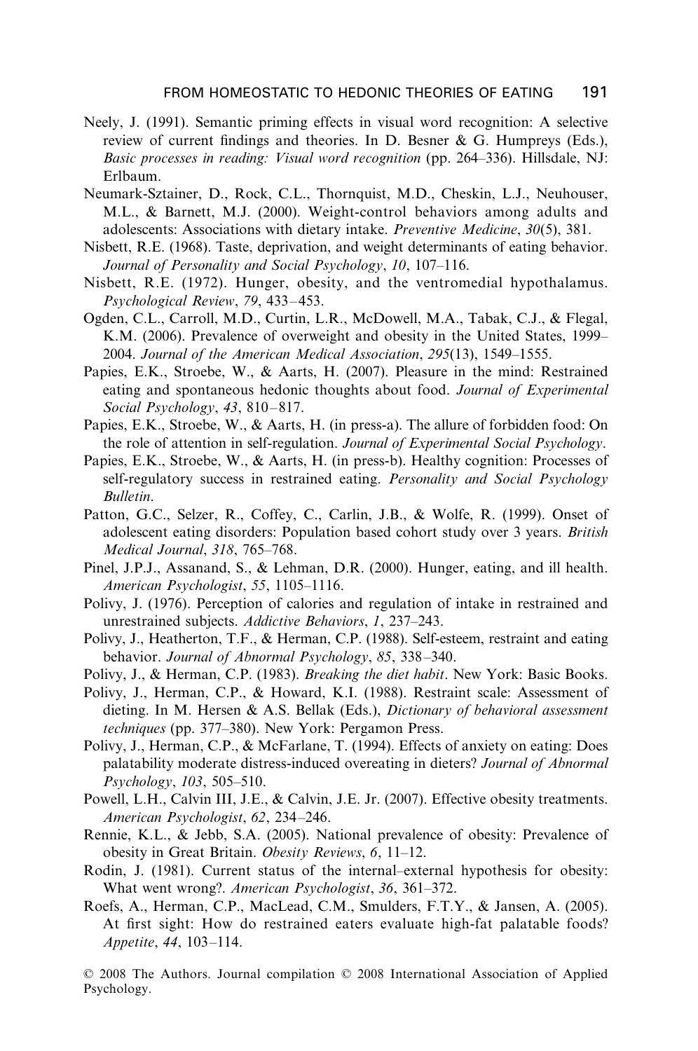Neely, J. (1991). Semantic priming effects in visual word recognition: A selective review of current findings and theories. In D. Besner & G. Humpreys (Eds.), *Basic processes in reading: Visual word recognition* (pp. 264–336). Hillsdale, NJ: Erlbaum.

Neumark-Sztainer, D., Rock, C.L., Thornquist, M.D., Cheskin, L.J., Neuhouser, M.L., & Barnett, M.J. (2000). Weight-control behaviors among adults and adolescents: Associations with dietary intake. *Preventive Medicine*, *30*(5), 381.

Nisbett, R.E. (1968). Taste, deprivation, and weight determinants of eating behavior. *Journal of Personality and Social Psychology*, *10*, 107–116.

Nisbett, R.E. (1972). Hunger, obesity, and the ventromedial hypothalamus. *Psychological Review*, *79*, 433–453.

Ogden, C.L., Carroll, M.D., Curtin, L.R., McDowell, M.A., Tabak, C.J., & Flegal, K.M. (2006). Prevalence of overweight and obesity in the United States, 1999–2004. *Journal of the American Medical Association*, *295*(13), 1549–1555.

Papies, E.K., Stroebe, W., & Aarts, H. (2007). Pleasure in the mind: Restrained eating and spontaneous hedonic thoughts about food. *Journal of Experimental Social Psychology*, *43*, 810–817.

Papies, E.K., Stroebe, W., & Aarts, H. (in press-a). The allure of forbidden food: On the role of attention in self-regulation. *Journal of Experimental Social Psychology*.

Papies, E.K., Stroebe, W., & Aarts, H. (in press-b). Healthy cognition: Processes of self-regulatory success in restrained eating. *Personality and Social Psychology Bulletin*.

Patton, G.C., Selzer, R., Coffey, C., Carlin, J.B., & Wolfe, R. (1999). Onset of adolescent eating disorders: Population based cohort study over 3 years. *British Medical Journal*, *318*, 765–768.

Pinel, J.P.J., Assanand, S., & Lehman, D.R. (2000). Hunger, eating, and ill health. *American Psychologist*, *55*, 1105–1116.

Polivy, J. (1976). Perception of calories and regulation of intake in restrained and unrestrained subjects. *Addictive Behaviors*, *1*, 237–243.

Polivy, J., Heatherton, T.F., & Herman, C.P. (1988). Self-esteem, restraint and eating behavior. *Journal of Abnormal Psychology*, *85*, 338–340.

Polivy, J., & Herman, C.P. (1983). *Breaking the diet habit*. New York: Basic Books.

Polivy, J., Herman, C.P., & Howard, K.I. (1988). Restraint scale: Assessment of dieting. In M. Hersen & A.S. Bellak (Eds.), *Dictionary of behavioral assessment techniques* (pp. 377–380). New York: Pergamon Press.

Polivy, J., Herman, C.P., & McFarlane, T. (1994). Effects of anxiety on eating: Does palatability moderate distress-induced overeating in dieters? *Journal of Abnormal Psychology*, *103*, 505–510.

Powell, L.H., Calvin III, J.E., & Calvin, J.E. Jr. (2007). Effective obesity treatments. *American Psychologist*, *62*, 234–246.

Rennie, K.L., & Jebb, S.A. (2005). National prevalence of obesity: Prevalence of obesity in Great Britain. *Obesity Reviews*, *6*, 11–12.

Rodin, J. (1981). Current status of the internal–external hypothesis for obesity: What went wrong?. *American Psychologist*, *36*, 361–372.

Roefs, A., Herman, C.P., MacLead, C.M., Smulders, F.T.Y., & Jansen, A. (2005). At first sight: How do restrained eaters evaluate high-fat palatable foods? *Appetite*, *44*, 103–114.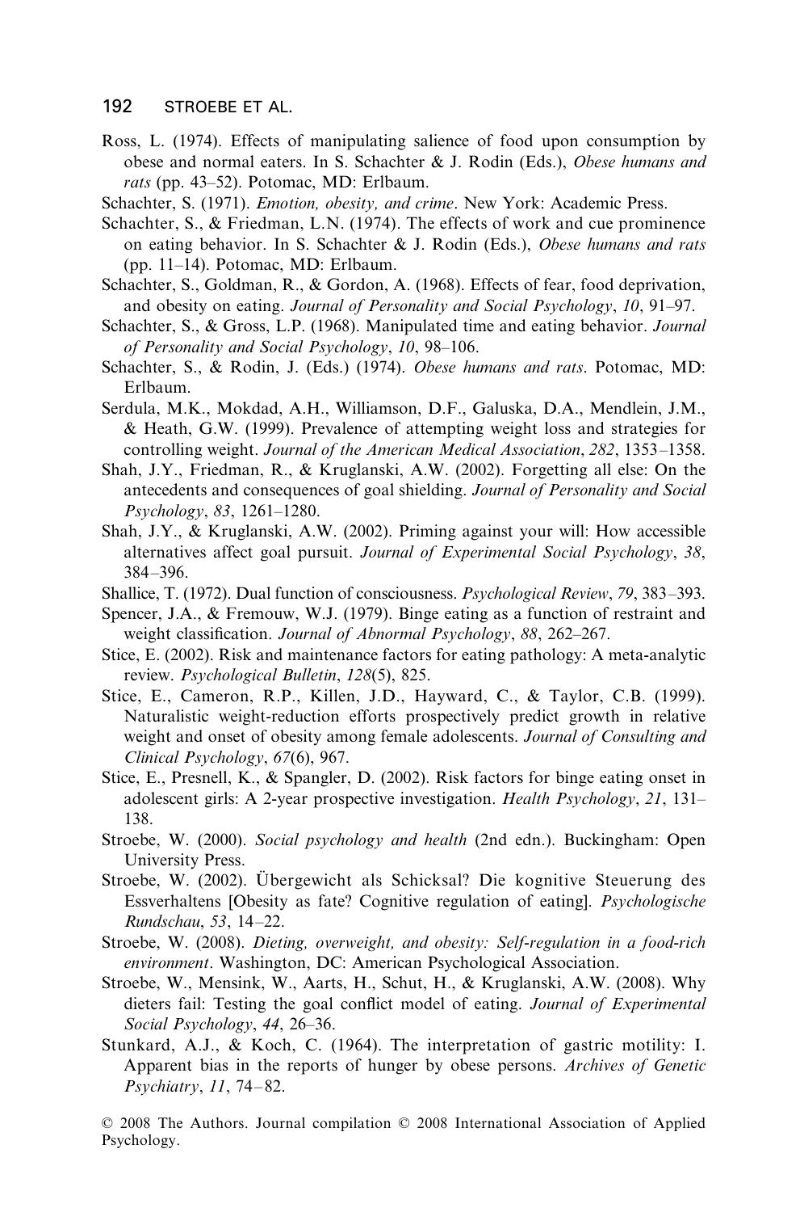Ross, L. (1974). Effects of manipulating salience of food upon consumption by obese and normal eaters. In S. Schachter & J. Rodin (Eds.), *Obese humans and rats* (pp. 43–52). Potomac, MD: Erlbaum.

Schachter, S. (1971). *Emotion, obesity, and crime*. New York: Academic Press.

Schachter, S., & Friedman, L.N. (1974). The effects of work and cue prominence on eating behavior. In S. Schachter & J. Rodin (Eds.), *Obese humans and rats* (pp. 11–14). Potomac, MD: Erlbaum.

Schachter, S., Goldman, R., & Gordon, A. (1968). Effects of fear, food deprivation, and obesity on eating. *Journal of Personality and Social Psychology*, *10*, 91–97.

Schachter, S., & Gross, L.P. (1968). Manipulated time and eating behavior. *Journal of Personality and Social Psychology*, *10*, 98–106.

Schachter, S., & Rodin, J. (Eds.) (1974). *Obese humans and rats*. Potomac, MD: Erlbaum.

Serdula, M.K., Mokdad, A.H., Williamson, D.F., Galuska, D.A., Mendlein, J.M., & Heath, G.W. (1999). Prevalence of attempting weight loss and strategies for controlling weight. *Journal of the American Medical Association*, *282*, 1353–1358.

Shah, J.Y., Friedman, R., & Kruglanski, A.W. (2002). Forgetting all else: On the antecedents and consequences of goal shielding. *Journal of Personality and Social Psychology*, *83*, 1261–1280.

Shah, J.Y., & Kruglanski, A.W. (2002). Priming against your will: How accessible alternatives affect goal pursuit. *Journal of Experimental Social Psychology*, *38*, 384–396.

Shallice, T. (1972). Dual function of consciousness. *Psychological Review*, *79*, 383–393.

Spencer, J.A., & Fremouw, W.J. (1979). Binge eating as a function of restraint and weight classification. *Journal of Abnormal Psychology*, *88*, 262–267.

Stice, E. (2002). Risk and maintenance factors for eating pathology: A meta-analytic review. *Psychological Bulletin*, *128*(5), 825.

Stice, E., Cameron, R.P., Killen, J.D., Hayward, C., & Taylor, C.B. (1999). Naturalistic weight-reduction efforts prospectively predict growth in relative weight and onset of obesity among female adolescents. *Journal of Consulting and Clinical Psychology*, *67*(6), 967.

Stice, E., Presnell, K., & Spangler, D. (2002). Risk factors for binge eating onset in adolescent girls: A 2-year prospective investigation. *Health Psychology*, *21*, 131–138.

Stroebe, W. (2000). *Social psychology and health* (2nd edn.). Buckingham: Open University Press.

Stroebe, W. (2002). Übergewicht als Schicksal? Die kognitive Steuerung des Essverhaltens [Obesity as fate? Cognitive regulation of eating]. *Psychologische Rundschau*, *53*, 14–22.

Stroebe, W. (2008). *Dieting, overweight, and obesity: Self-regulation in a food-rich environment*. Washington, DC: American Psychological Association.

Stroebe, W., Mensink, W., Aarts, H., Schut, H., & Kruglanski, A.W. (2008). Why dieters fail: Testing the goal conflict model of eating. *Journal of Experimental Social Psychology*, *44*, 26–36.

Stunkard, A.J., & Koch, C. (1964). The interpretation of gastric motility: I. Apparent bias in the reports of hunger by obese persons. *Archives of Genetic Psychiatry*, *11*, 74–82.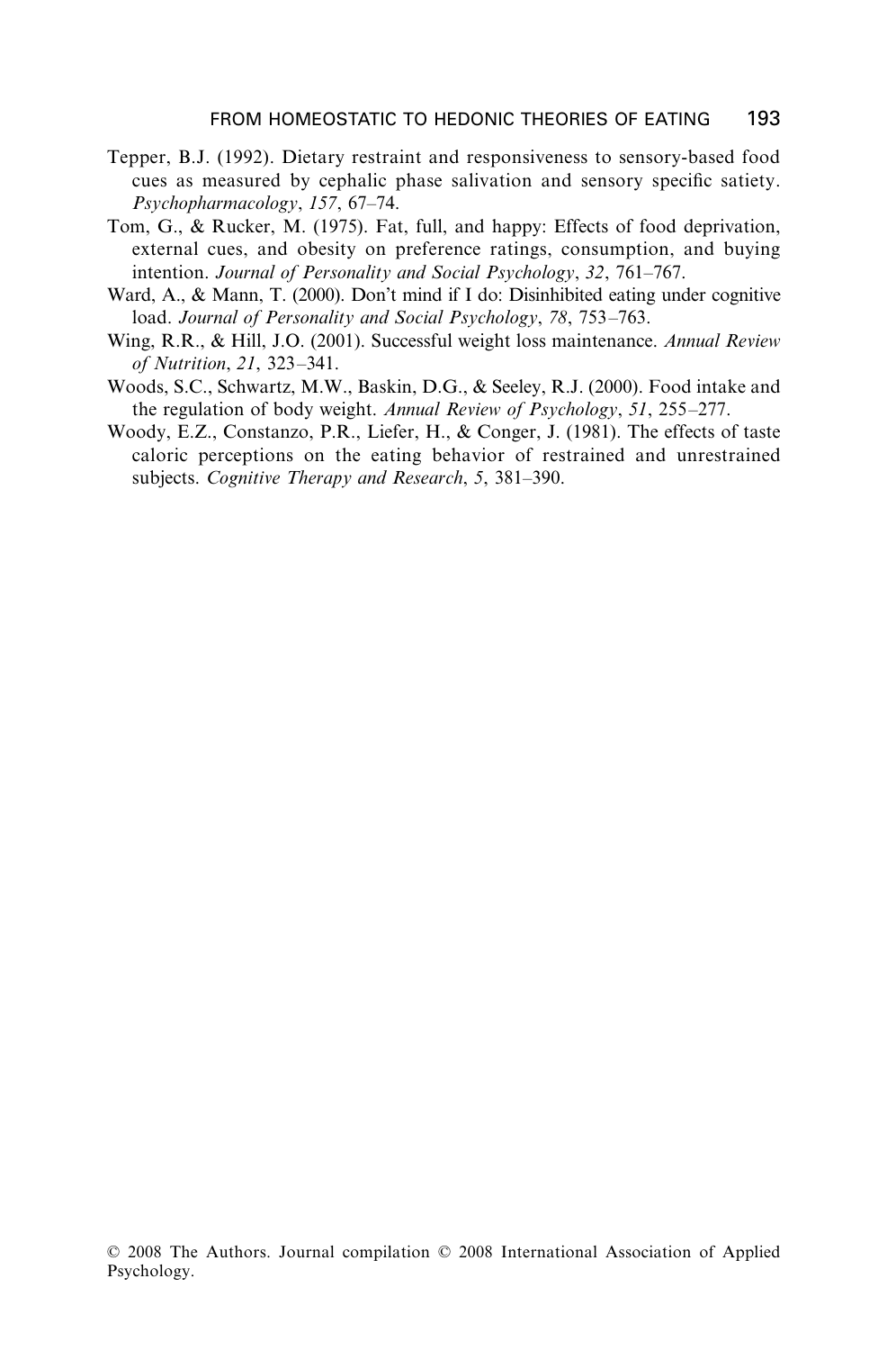Tepper, B.J. (1992). Dietary restraint and responsiveness to sensory-based food cues as measured by cephalic phase salivation and sensory specific satiety. *Psychopharmacology*, *157*, 67–74.

Tom, G., & Rucker, M. (1975). Fat, full, and happy: Effects of food deprivation, external cues, and obesity on preference ratings, consumption, and buying intention. *Journal of Personality and Social Psychology*, *32*, 761–767.

Ward, A., & Mann, T. (2000). Don't mind if I do: Disinhibited eating under cognitive load. *Journal of Personality and Social Psychology*, *78*, 753–763.

Wing, R.R., & Hill, J.O. (2001). Successful weight loss maintenance. *Annual Review of Nutrition*, *21*, 323–341.

Woods, S.C., Schwartz, M.W., Baskin, D.G., & Seeley, R.J. (2000). Food intake and the regulation of body weight. *Annual Review of Psychology*, *51*, 255–277.

Woody, E.Z., Constanzo, P.R., Liefer, H., & Conger, J. (1981). The effects of taste caloric perceptions on the eating behavior of restrained and unrestrained subjects. *Cognitive Therapy and Research*, *5*, 381–390.

© 2008 The Authors. Journal compilation © 2008 International Association of Applied Psychology.